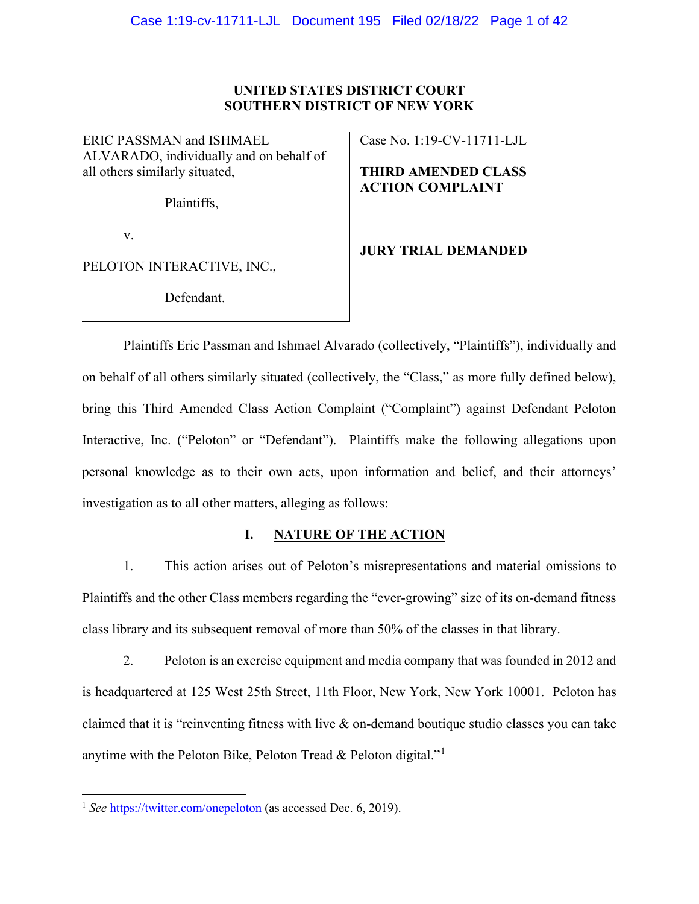**UNITED STATES DISTRICT COURT**
**SOUTHERN DISTRICT OF NEW YORK**

| | |
|---|---|
| ERIC PASSMAN and ISHMAEL ALVARADO, individually and on behalf of all others similarly situated,<br><br>Plaintiffs,<br><br>v.<br><br>PELOTON INTERACTIVE, INC.,<br><br>Defendant. | Case No. 1:19-CV-11711-LJL<br><br>**THIRD AMENDED CLASS ACTION COMPLAINT**<br><br>**JURY TRIAL DEMANDED** |

Plaintiffs Eric Passman and Ishmael Alvarado (collectively, "Plaintiffs"), individually and on behalf of all others similarly situated (collectively, the "Class," as more fully defined below), bring this Third Amended Class Action Complaint ("Complaint") against Defendant Peloton Interactive, Inc. ("Peloton" or "Defendant"). Plaintiffs make the following allegations upon personal knowledge as to their own acts, upon information and belief, and their attorneys' investigation as to all other matters, alleging as follows:

## I. NATURE OF THE ACTION

1. This action arises out of Peloton's misrepresentations and material omissions to Plaintiffs and the other Class members regarding the "ever-growing" size of its on-demand fitness class library and its subsequent removal of more than 50% of the classes in that library.

2. Peloton is an exercise equipment and media company that was founded in 2012 and is headquartered at 125 West 25th Street, 11th Floor, New York, New York 10001. Peloton has claimed that it is "reinventing fitness with live & on-demand boutique studio classes you can take anytime with the Peloton Bike, Peloton Tread & Peloton digital."[1]

---

[1] *See* https://twitter.com/onepeloton (as accessed Dec. 6, 2019).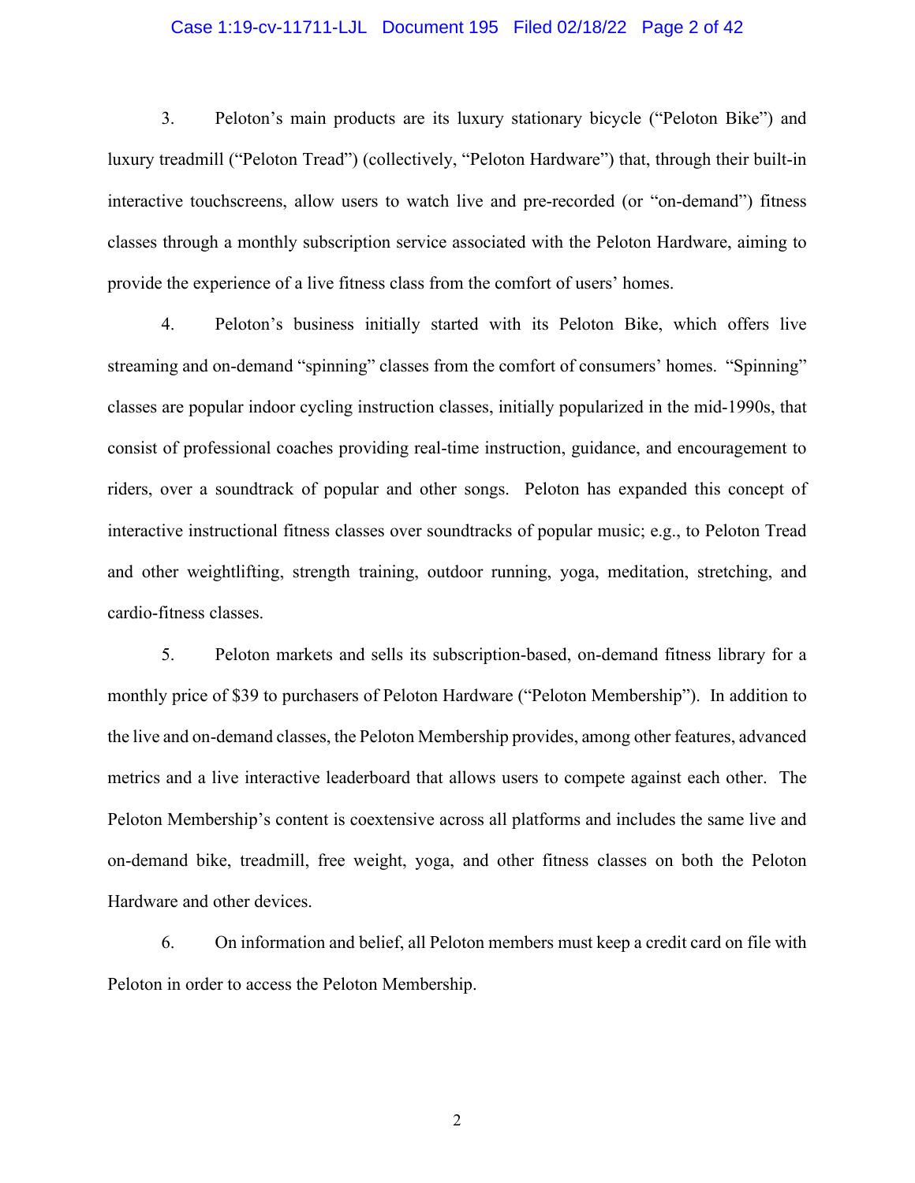3. Peloton's main products are its luxury stationary bicycle ("Peloton Bike") and luxury treadmill ("Peloton Tread") (collectively, "Peloton Hardware") that, through their built-in interactive touchscreens, allow users to watch live and pre-recorded (or "on-demand") fitness classes through a monthly subscription service associated with the Peloton Hardware, aiming to provide the experience of a live fitness class from the comfort of users' homes.

4. Peloton's business initially started with its Peloton Bike, which offers live streaming and on-demand "spinning" classes from the comfort of consumers' homes. "Spinning" classes are popular indoor cycling instruction classes, initially popularized in the mid-1990s, that consist of professional coaches providing real-time instruction, guidance, and encouragement to riders, over a soundtrack of popular and other songs. Peloton has expanded this concept of interactive instructional fitness classes over soundtracks of popular music; e.g., to Peloton Tread and other weightlifting, strength training, outdoor running, yoga, meditation, stretching, and cardio-fitness classes.

5. Peloton markets and sells its subscription-based, on-demand fitness library for a monthly price of $39 to purchasers of Peloton Hardware ("Peloton Membership"). In addition to the live and on-demand classes, the Peloton Membership provides, among other features, advanced metrics and a live interactive leaderboard that allows users to compete against each other. The Peloton Membership's content is coextensive across all platforms and includes the same live and on-demand bike, treadmill, free weight, yoga, and other fitness classes on both the Peloton Hardware and other devices.

6. On information and belief, all Peloton members must keep a credit card on file with Peloton in order to access the Peloton Membership.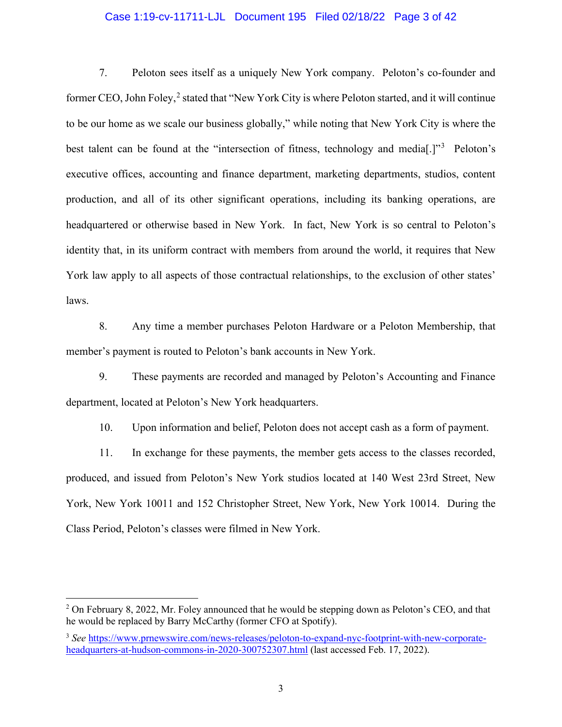7. Peloton sees itself as a uniquely New York company. Peloton's co-founder and former CEO, John Foley,[2] stated that "New York City is where Peloton started, and it will continue to be our home as we scale our business globally," while noting that New York City is where the best talent can be found at the "intersection of fitness, technology and media[.]"[3] Peloton's executive offices, accounting and finance department, marketing departments, studios, content production, and all of its other significant operations, including its banking operations, are headquartered or otherwise based in New York. In fact, New York is so central to Peloton's identity that, in its uniform contract with members from around the world, it requires that New York law apply to all aspects of those contractual relationships, to the exclusion of other states' laws.

8. Any time a member purchases Peloton Hardware or a Peloton Membership, that member's payment is routed to Peloton's bank accounts in New York.

9. These payments are recorded and managed by Peloton's Accounting and Finance department, located at Peloton's New York headquarters.

10. Upon information and belief, Peloton does not accept cash as a form of payment.

11. In exchange for these payments, the member gets access to the classes recorded, produced, and issued from Peloton's New York studios located at 140 West 23rd Street, New York, New York 10011 and 152 Christopher Street, New York, New York 10014. During the Class Period, Peloton's classes were filmed in New York.

---

[2] On February 8, 2022, Mr. Foley announced that he would be stepping down as Peloton's CEO, and that he would be replaced by Barry McCarthy (former CFO at Spotify).

[3] *See* https://www.prnewswire.com/news-releases/peloton-to-expand-nyc-footprint-with-new-corporate-headquarters-at-hudson-commons-in-2020-300752307.html (last accessed Feb. 17, 2022).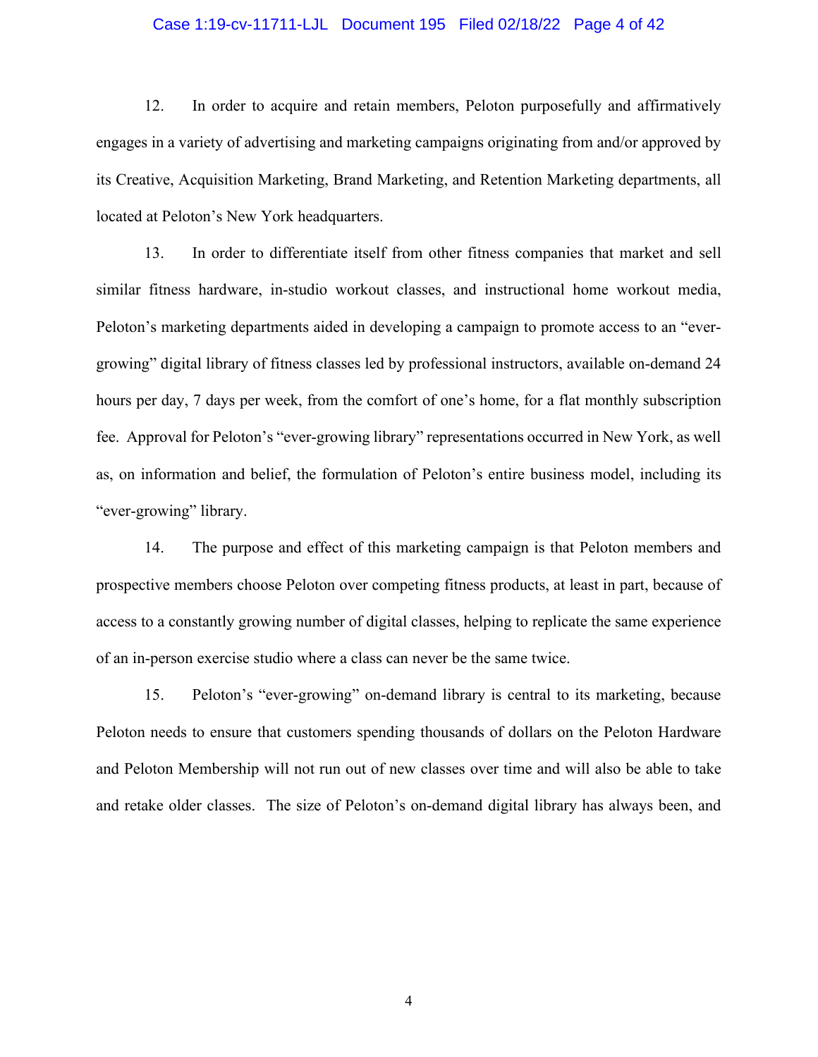12. In order to acquire and retain members, Peloton purposefully and affirmatively engages in a variety of advertising and marketing campaigns originating from and/or approved by its Creative, Acquisition Marketing, Brand Marketing, and Retention Marketing departments, all located at Peloton's New York headquarters.

13. In order to differentiate itself from other fitness companies that market and sell similar fitness hardware, in-studio workout classes, and instructional home workout media, Peloton's marketing departments aided in developing a campaign to promote access to an "ever-growing" digital library of fitness classes led by professional instructors, available on-demand 24 hours per day, 7 days per week, from the comfort of one's home, for a flat monthly subscription fee. Approval for Peloton's "ever-growing library" representations occurred in New York, as well as, on information and belief, the formulation of Peloton's entire business model, including its "ever-growing" library.

14. The purpose and effect of this marketing campaign is that Peloton members and prospective members choose Peloton over competing fitness products, at least in part, because of access to a constantly growing number of digital classes, helping to replicate the same experience of an in-person exercise studio where a class can never be the same twice.

15. Peloton's "ever-growing" on-demand library is central to its marketing, because Peloton needs to ensure that customers spending thousands of dollars on the Peloton Hardware and Peloton Membership will not run out of new classes over time and will also be able to take and retake older classes. The size of Peloton's on-demand digital library has always been, and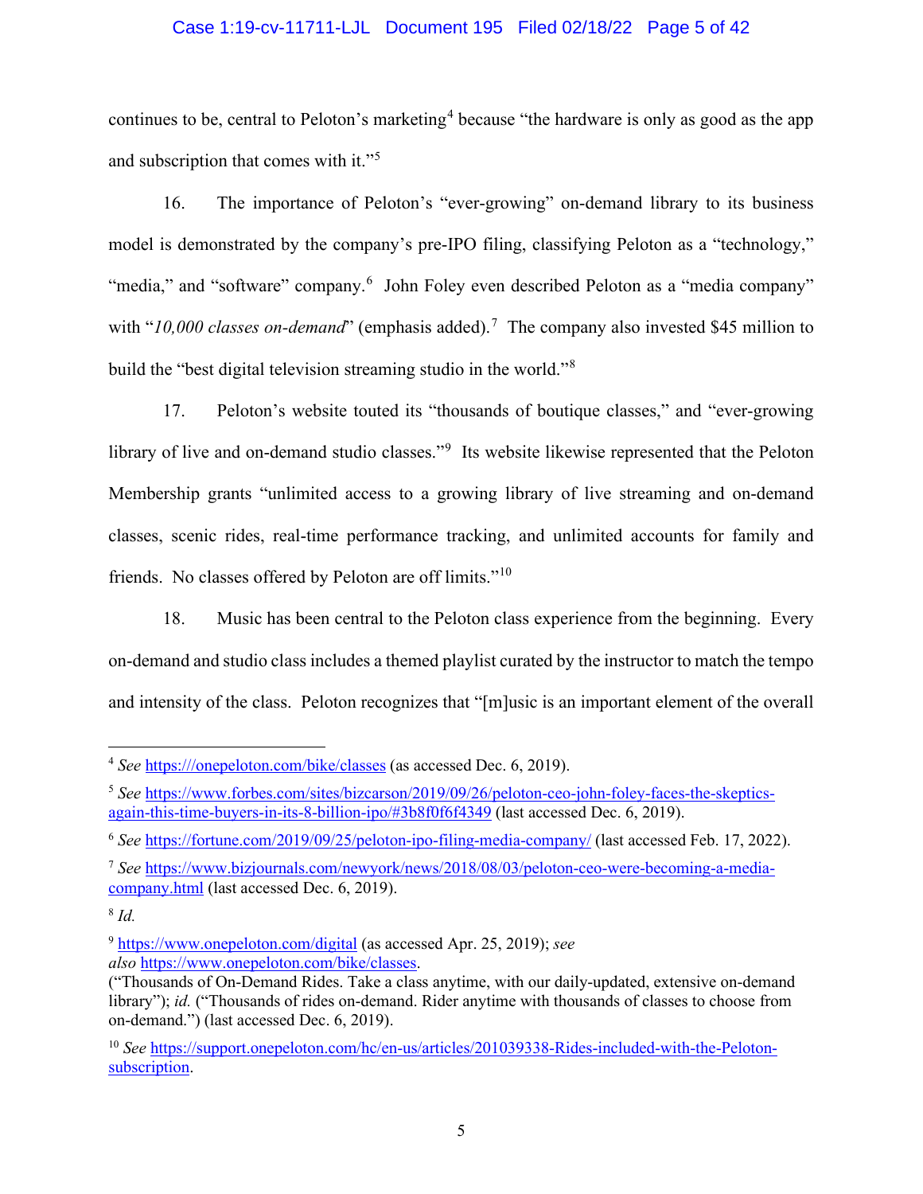continues to be, central to Peloton's marketing[4] because "the hardware is only as good as the app and subscription that comes with it."[5]

16. The importance of Peloton's "ever-growing" on-demand library to its business model is demonstrated by the company's pre-IPO filing, classifying Peloton as a "technology," "media," and "software" company.[6] John Foley even described Peloton as a "media company" with "*10,000 classes on-demand*" (emphasis added).[7] The company also invested $45 million to build the "best digital television streaming studio in the world."[8]

17. Peloton's website touted its "thousands of boutique classes," and "ever-growing library of live and on-demand studio classes."[9] Its website likewise represented that the Peloton Membership grants "unlimited access to a growing library of live streaming and on-demand classes, scenic rides, real-time performance tracking, and unlimited accounts for family and friends. No classes offered by Peloton are off limits."[10]

18. Music has been central to the Peloton class experience from the beginning. Every on-demand and studio class includes a themed playlist curated by the instructor to match the tempo and intensity of the class. Peloton recognizes that "[m]usic is an important element of the overall

---

[4] *See* https:///onepeloton.com/bike/classes (as accessed Dec. 6, 2019).

[5] *See* https://www.forbes.com/sites/bizcarson/2019/09/26/peloton-ceo-john-foley-faces-the-skeptics-again-this-time-buyers-in-its-8-billion-ipo/#3b8f0f6f4349 (last accessed Dec. 6, 2019).

[6] *See* https://fortune.com/2019/09/25/peloton-ipo-filing-media-company/ (last accessed Feb. 17, 2022).

[7] *See* https://www.bizjournals.com/newyork/news/2018/08/03/peloton-ceo-were-becoming-a-media-company.html (last accessed Dec. 6, 2019).

[8] *Id.*

[9] https://www.onepeloton.com/digital (as accessed Apr. 25, 2019); *see also* https://www.onepeloton.com/bike/classes.
("Thousands of On-Demand Rides. Take a class anytime, with our daily-updated, extensive on-demand library"); *id.* ("Thousands of rides on-demand. Rider anytime with thousands of classes to choose from on-demand.") (last accessed Dec. 6, 2019).

[10] *See* https://support.onepeloton.com/hc/en-us/articles/201039338-Rides-included-with-the-Peloton-subscription.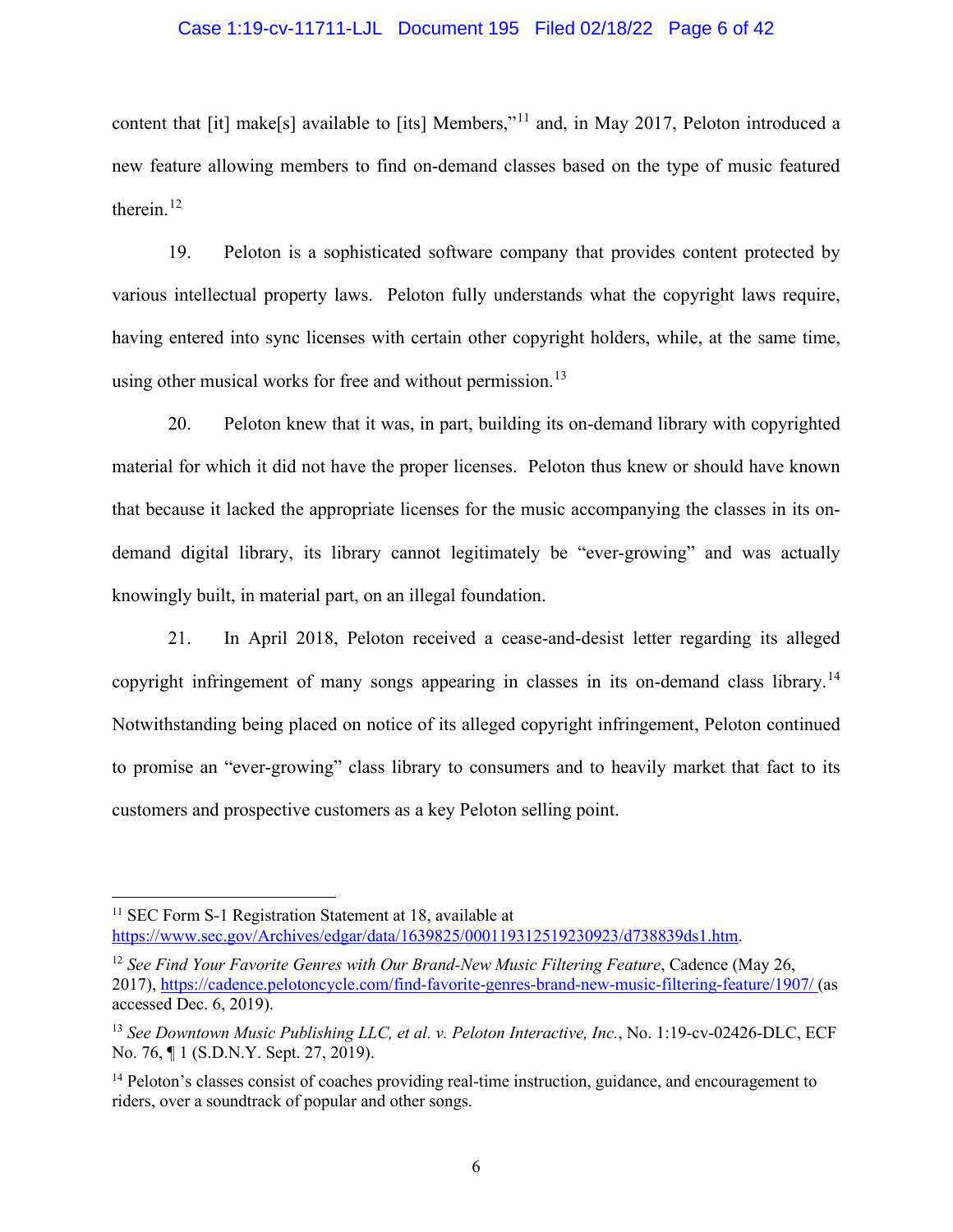content that [it] make[s] available to [its] Members,"[11] and, in May 2017, Peloton introduced a new feature allowing members to find on-demand classes based on the type of music featured therein.[12]

19. Peloton is a sophisticated software company that provides content protected by various intellectual property laws. Peloton fully understands what the copyright laws require, having entered into sync licenses with certain other copyright holders, while, at the same time, using other musical works for free and without permission.[13]

20. Peloton knew that it was, in part, building its on-demand library with copyrighted material for which it did not have the proper licenses. Peloton thus knew or should have known that because it lacked the appropriate licenses for the music accompanying the classes in its on-demand digital library, its library cannot legitimately be "ever-growing" and was actually knowingly built, in material part, on an illegal foundation.

21. In April 2018, Peloton received a cease-and-desist letter regarding its alleged copyright infringement of many songs appearing in classes in its on-demand class library.[14] Notwithstanding being placed on notice of its alleged copyright infringement, Peloton continued to promise an "ever-growing" class library to consumers and to heavily market that fact to its customers and prospective customers as a key Peloton selling point.

---

[11] SEC Form S-1 Registration Statement at 18, available at https://www.sec.gov/Archives/edgar/data/1639825/000119312519230923/d738839ds1.htm.

[12] *See Find Your Favorite Genres with Our Brand-New Music Filtering Feature*, Cadence (May 26, 2017), https://cadence.pelotoncycle.com/find-favorite-genres-brand-new-music-filtering-feature/1907/ (as accessed Dec. 6, 2019).

[13] *See Downtown Music Publishing LLC, et al. v. Peloton Interactive, Inc.*, No. 1:19-cv-02426-DLC, ECF No. 76, ¶ 1 (S.D.N.Y. Sept. 27, 2019).

[14] Peloton's classes consist of coaches providing real-time instruction, guidance, and encouragement to riders, over a soundtrack of popular and other songs.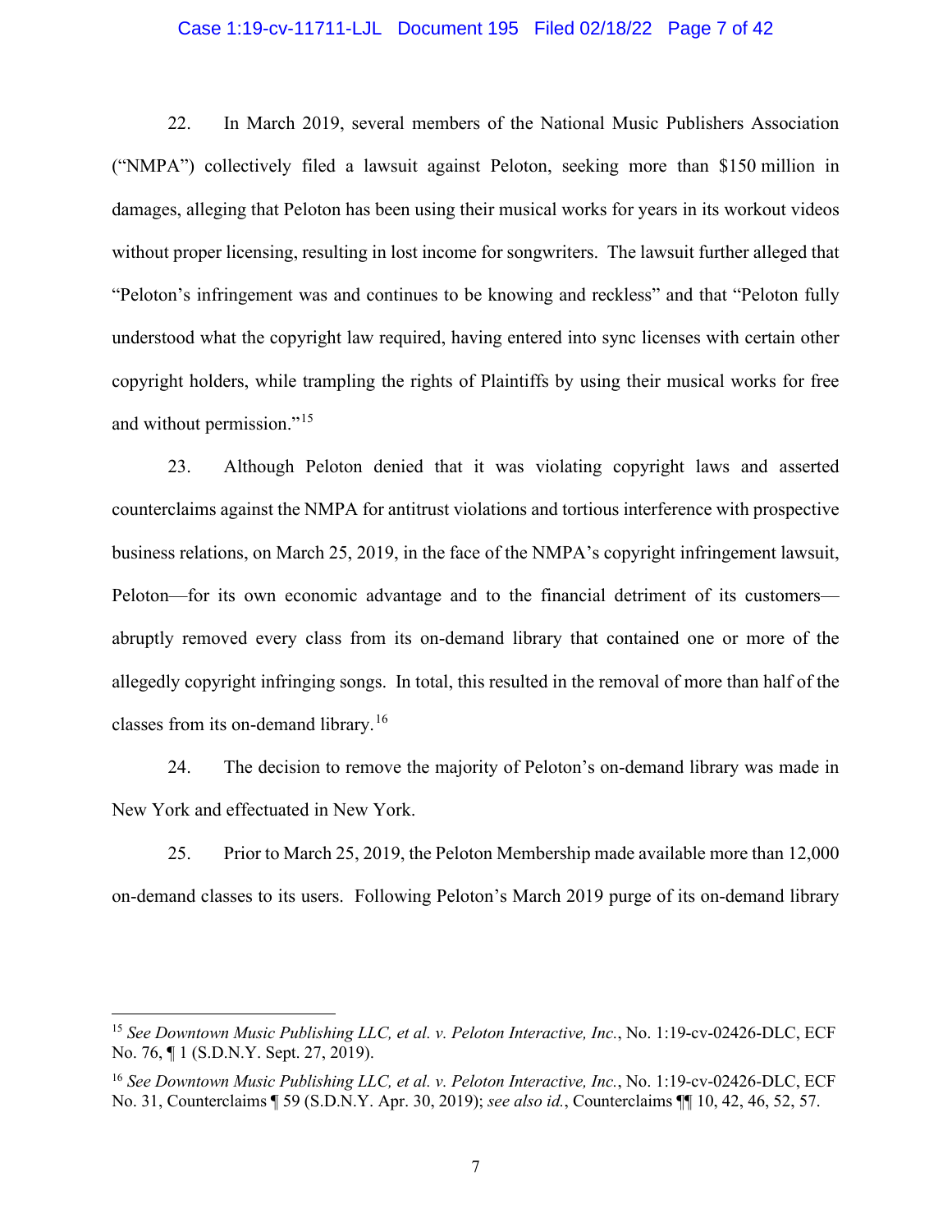22. In March 2019, several members of the National Music Publishers Association ("NMPA") collectively filed a lawsuit against Peloton, seeking more than $150 million in damages, alleging that Peloton has been using their musical works for years in its workout videos without proper licensing, resulting in lost income for songwriters. The lawsuit further alleged that "Peloton's infringement was and continues to be knowing and reckless" and that "Peloton fully understood what the copyright law required, having entered into sync licenses with certain other copyright holders, while trampling the rights of Plaintiffs by using their musical works for free and without permission."[15]

23. Although Peloton denied that it was violating copyright laws and asserted counterclaims against the NMPA for antitrust violations and tortious interference with prospective business relations, on March 25, 2019, in the face of the NMPA's copyright infringement lawsuit, Peloton—for its own economic advantage and to the financial detriment of its customers—abruptly removed every class from its on-demand library that contained one or more of the allegedly copyright infringing songs. In total, this resulted in the removal of more than half of the classes from its on-demand library.[16]

24. The decision to remove the majority of Peloton's on-demand library was made in New York and effectuated in New York.

25. Prior to March 25, 2019, the Peloton Membership made available more than 12,000 on-demand classes to its users. Following Peloton's March 2019 purge of its on-demand library

---

[15] *See Downtown Music Publishing LLC, et al. v. Peloton Interactive, Inc.*, No. 1:19-cv-02426-DLC, ECF No. 76, ¶ 1 (S.D.N.Y. Sept. 27, 2019).

[16] *See Downtown Music Publishing LLC, et al. v. Peloton Interactive, Inc.*, No. 1:19-cv-02426-DLC, ECF No. 31, Counterclaims ¶ 59 (S.D.N.Y. Apr. 30, 2019); *see also id.*, Counterclaims ¶¶ 10, 42, 46, 52, 57.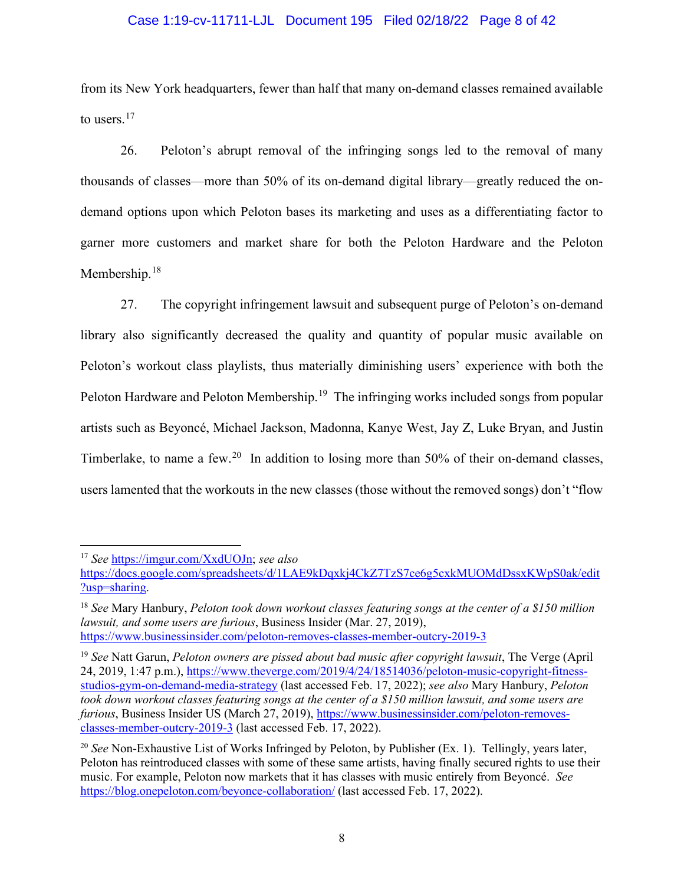from its New York headquarters, fewer than half that many on-demand classes remained available to users.[17]

26. Peloton's abrupt removal of the infringing songs led to the removal of many thousands of classes—more than 50% of its on-demand digital library—greatly reduced the on-demand options upon which Peloton bases its marketing and uses as a differentiating factor to garner more customers and market share for both the Peloton Hardware and the Peloton Membership.[18]

27. The copyright infringement lawsuit and subsequent purge of Peloton's on-demand library also significantly decreased the quality and quantity of popular music available on Peloton's workout class playlists, thus materially diminishing users' experience with both the Peloton Hardware and Peloton Membership.[19] The infringing works included songs from popular artists such as Beyoncé, Michael Jackson, Madonna, Kanye West, Jay Z, Luke Bryan, and Justin Timberlake, to name a few.[20] In addition to losing more than 50% of their on-demand classes, users lamented that the workouts in the new classes (those without the removed songs) don't "flow

---

[17] *See* https://imgur.com/XxdUOJn; *see also* https://docs.google.com/spreadsheets/d/1LAE9kDqxkj4CkZ7TzS7ce6g5cxkMUOMdDssxKWpS0ak/edit?usp=sharing.

[18] *See* Mary Hanbury, *Peloton took down workout classes featuring songs at the center of a $150 million lawsuit, and some users are furious*, Business Insider (Mar. 27, 2019), https://www.businessinsider.com/peloton-removes-classes-member-outcry-2019-3

[19] *See* Natt Garun, *Peloton owners are pissed about bad music after copyright lawsuit*, The Verge (April 24, 2019, 1:47 p.m.), https://www.theverge.com/2019/4/24/18514036/peloton-music-copyright-fitness-studios-gym-on-demand-media-strategy (last accessed Feb. 17, 2022); *see also* Mary Hanbury, *Peloton took down workout classes featuring songs at the center of a $150 million lawsuit, and some users are furious*, Business Insider US (March 27, 2019), https://www.businessinsider.com/peloton-removes-classes-member-outcry-2019-3 (last accessed Feb. 17, 2022).

[20] *See* Non-Exhaustive List of Works Infringed by Peloton, by Publisher (Ex. 1). Tellingly, years later, Peloton has reintroduced classes with some of these same artists, having finally secured rights to use their music. For example, Peloton now markets that it has classes with music entirely from Beyoncé. *See* https://blog.onepeloton.com/beyonce-collaboration/ (last accessed Feb. 17, 2022).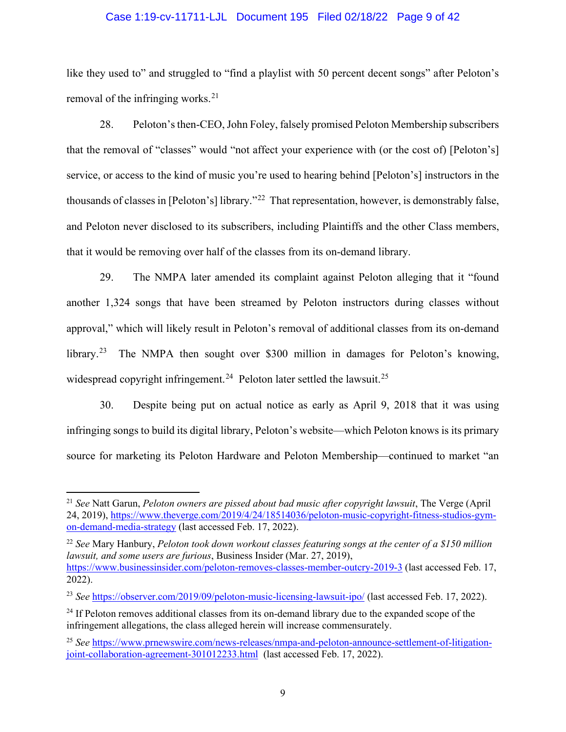like they used to" and struggled to "find a playlist with 50 percent decent songs" after Peloton's removal of the infringing works.[21]

28. Peloton's then-CEO, John Foley, falsely promised Peloton Membership subscribers that the removal of "classes" would "not affect your experience with (or the cost of) [Peloton's] service, or access to the kind of music you're used to hearing behind [Peloton's] instructors in the thousands of classes in [Peloton's] library."[22] That representation, however, is demonstrably false, and Peloton never disclosed to its subscribers, including Plaintiffs and the other Class members, that it would be removing over half of the classes from its on-demand library.

29. The NMPA later amended its complaint against Peloton alleging that it "found another 1,324 songs that have been streamed by Peloton instructors during classes without approval," which will likely result in Peloton's removal of additional classes from its on-demand library.[23] The NMPA then sought over $300 million in damages for Peloton's knowing, widespread copyright infringement.[24] Peloton later settled the lawsuit.[25]

30. Despite being put on actual notice as early as April 9, 2018 that it was using infringing songs to build its digital library, Peloton's website—which Peloton knows is its primary source for marketing its Peloton Hardware and Peloton Membership—continued to market "an

---

[21] *See* Natt Garun, *Peloton owners are pissed about bad music after copyright lawsuit*, The Verge (April 24, 2019), https://www.theverge.com/2019/4/24/18514036/peloton-music-copyright-fitness-studios-gym-on-demand-media-strategy (last accessed Feb. 17, 2022).

[22] *See* Mary Hanbury, *Peloton took down workout classes featuring songs at the center of a $150 million lawsuit, and some users are furious*, Business Insider (Mar. 27, 2019), https://www.businessinsider.com/peloton-removes-classes-member-outcry-2019-3 (last accessed Feb. 17, 2022).

[23] *See* https://observer.com/2019/09/peloton-music-licensing-lawsuit-ipo/ (last accessed Feb. 17, 2022).

[24] If Peloton removes additional classes from its on-demand library due to the expanded scope of the infringement allegations, the class alleged herein will increase commensurately.

[25] *See* https://www.prnewswire.com/news-releases/nmpa-and-peloton-announce-settlement-of-litigation-joint-collaboration-agreement-301012233.html (last accessed Feb. 17, 2022).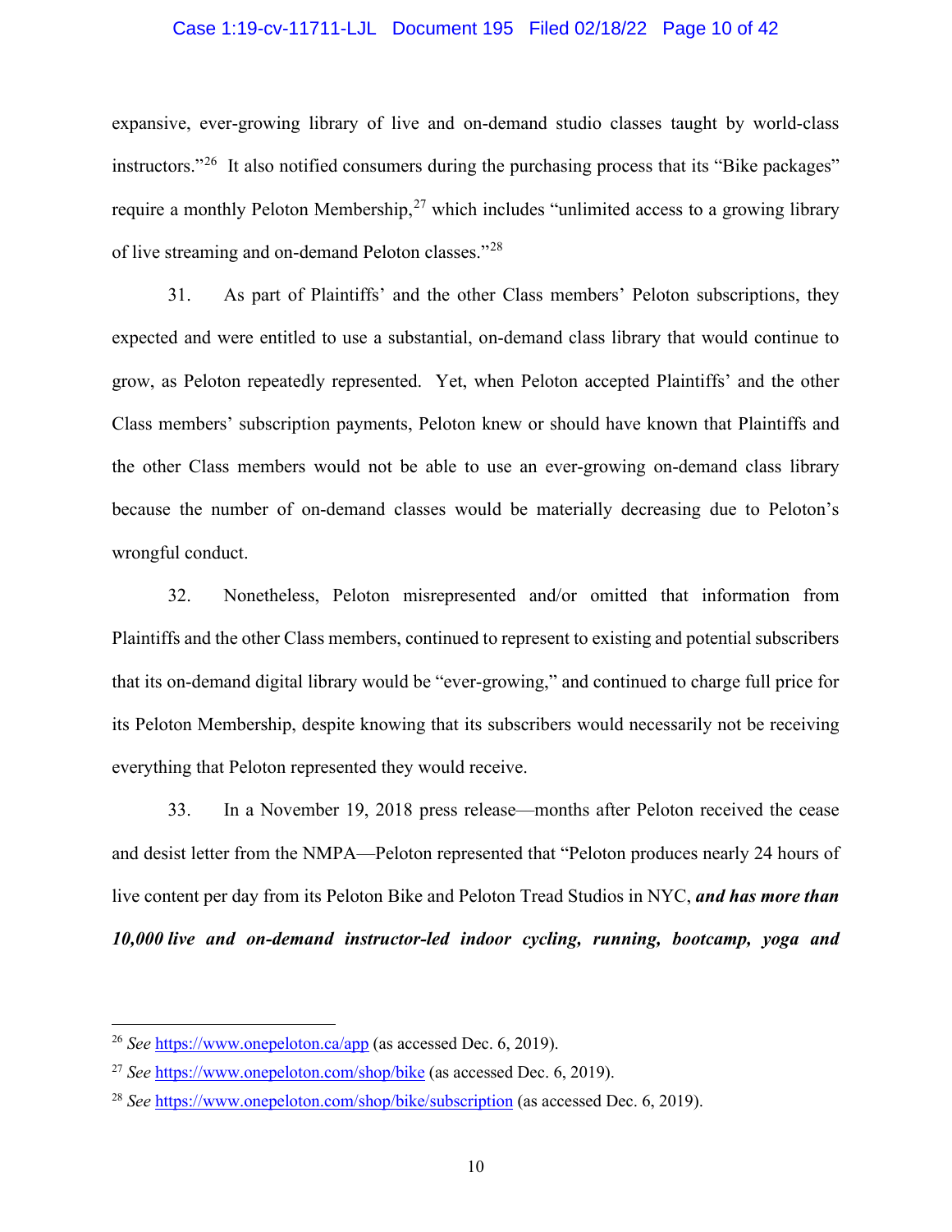expansive, ever-growing library of live and on-demand studio classes taught by world-class instructors."[26] It also notified consumers during the purchasing process that its "Bike packages" require a monthly Peloton Membership,[27] which includes "unlimited access to a growing library of live streaming and on-demand Peloton classes."[28]

31. As part of Plaintiffs' and the other Class members' Peloton subscriptions, they expected and were entitled to use a substantial, on-demand class library that would continue to grow, as Peloton repeatedly represented. Yet, when Peloton accepted Plaintiffs' and the other Class members' subscription payments, Peloton knew or should have known that Plaintiffs and the other Class members would not be able to use an ever-growing on-demand class library because the number of on-demand classes would be materially decreasing due to Peloton's wrongful conduct.

32. Nonetheless, Peloton misrepresented and/or omitted that information from Plaintiffs and the other Class members, continued to represent to existing and potential subscribers that its on-demand digital library would be "ever-growing," and continued to charge full price for its Peloton Membership, despite knowing that its subscribers would necessarily not be receiving everything that Peloton represented they would receive.

33. In a November 19, 2018 press release—months after Peloton received the cease and desist letter from the NMPA—Peloton represented that "Peloton produces nearly 24 hours of live content per day from its Peloton Bike and Peloton Tread Studios in NYC, ***and has more than 10,000 live and on-demand instructor-led indoor cycling, running, bootcamp, yoga and***

---

[26] *See* https://www.onepeloton.ca/app (as accessed Dec. 6, 2019).

[27] *See* https://www.onepeloton.com/shop/bike (as accessed Dec. 6, 2019).

[28] *See* https://www.onepeloton.com/shop/bike/subscription (as accessed Dec. 6, 2019).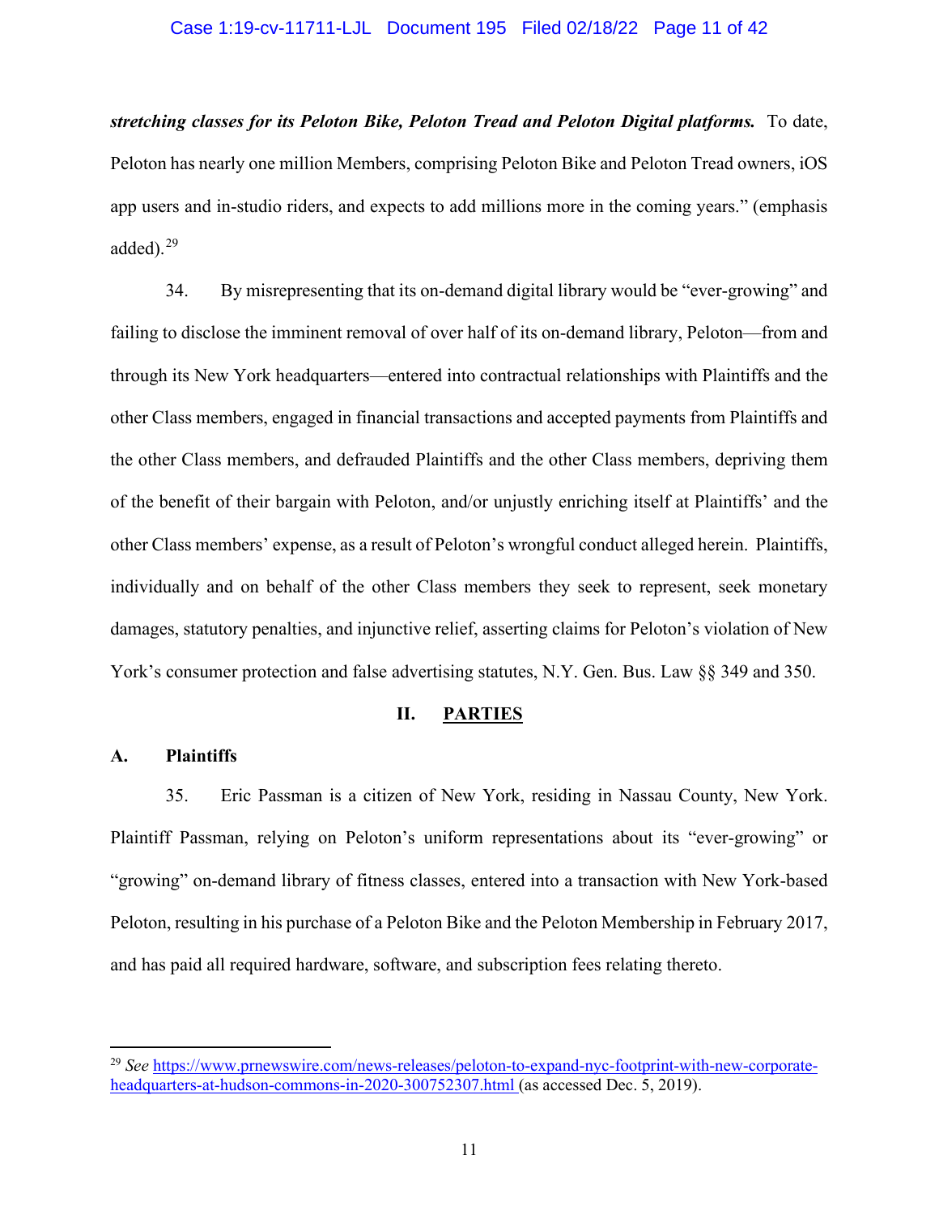***stretching classes for its Peloton Bike, Peloton Tread and Peloton Digital platforms.*** To date, Peloton has nearly one million Members, comprising Peloton Bike and Peloton Tread owners, iOS app users and in-studio riders, and expects to add millions more in the coming years." (emphasis added).[29]

34. By misrepresenting that its on-demand digital library would be "ever-growing" and failing to disclose the imminent removal of over half of its on-demand library, Peloton—from and through its New York headquarters—entered into contractual relationships with Plaintiffs and the other Class members, engaged in financial transactions and accepted payments from Plaintiffs and the other Class members, and defrauded Plaintiffs and the other Class members, depriving them of the benefit of their bargain with Peloton, and/or unjustly enriching itself at Plaintiffs' and the other Class members' expense, as a result of Peloton's wrongful conduct alleged herein. Plaintiffs, individually and on behalf of the other Class members they seek to represent, seek monetary damages, statutory penalties, and injunctive relief, asserting claims for Peloton's violation of New York's consumer protection and false advertising statutes, N.Y. Gen. Bus. Law §§ 349 and 350.

## II. PARTIES

### A. Plaintiffs

35. Eric Passman is a citizen of New York, residing in Nassau County, New York. Plaintiff Passman, relying on Peloton's uniform representations about its "ever-growing" or "growing" on-demand library of fitness classes, entered into a transaction with New York-based Peloton, resulting in his purchase of a Peloton Bike and the Peloton Membership in February 2017, and has paid all required hardware, software, and subscription fees relating thereto.

---

[29] *See* https://www.prnewswire.com/news-releases/peloton-to-expand-nyc-footprint-with-new-corporate-headquarters-at-hudson-commons-in-2020-300752307.html (as accessed Dec. 5, 2019).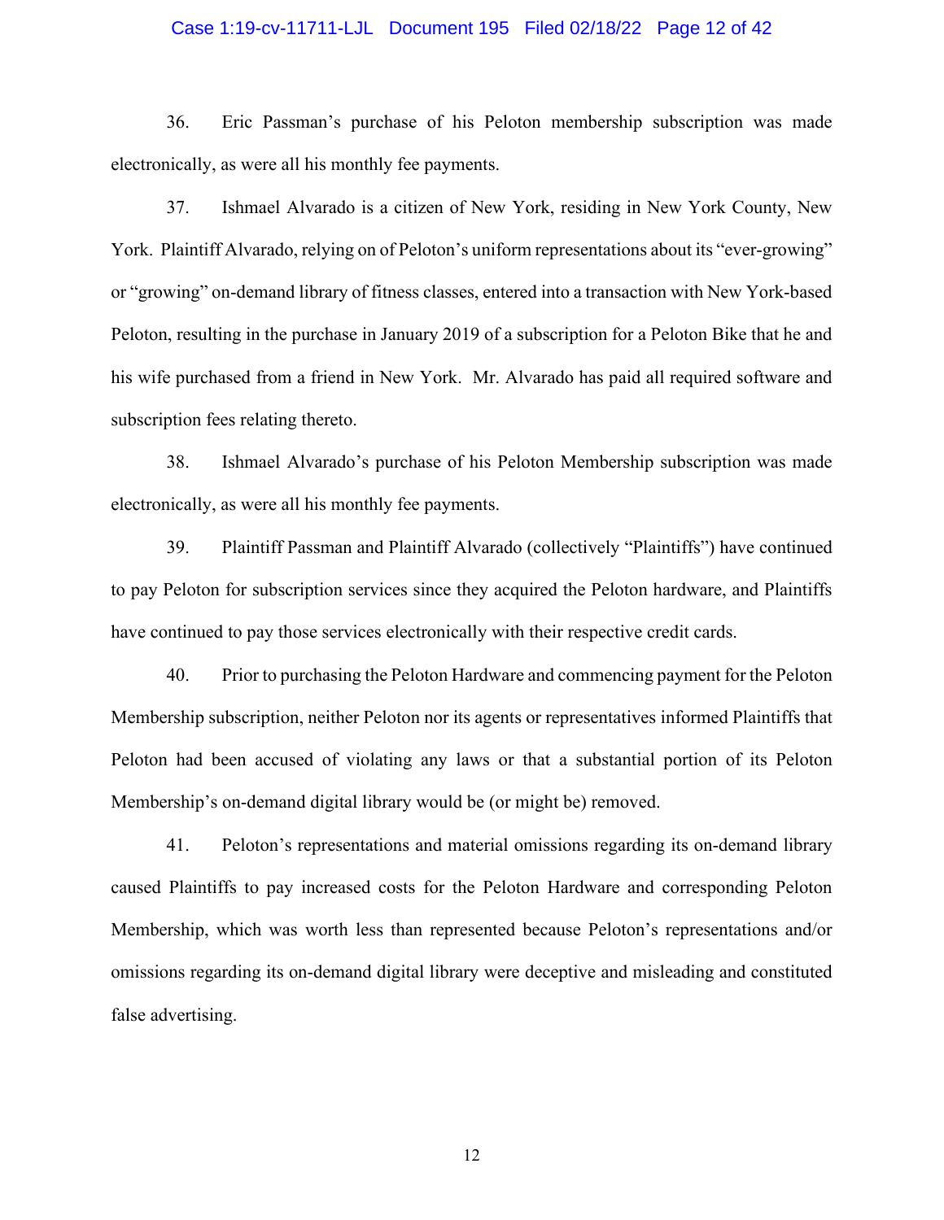36. Eric Passman's purchase of his Peloton membership subscription was made electronically, as were all his monthly fee payments.

37. Ishmael Alvarado is a citizen of New York, residing in New York County, New York. Plaintiff Alvarado, relying on of Peloton's uniform representations about its "ever-growing" or "growing" on-demand library of fitness classes, entered into a transaction with New York-based Peloton, resulting in the purchase in January 2019 of a subscription for a Peloton Bike that he and his wife purchased from a friend in New York. Mr. Alvarado has paid all required software and subscription fees relating thereto.

38. Ishmael Alvarado's purchase of his Peloton Membership subscription was made electronically, as were all his monthly fee payments.

39. Plaintiff Passman and Plaintiff Alvarado (collectively "Plaintiffs") have continued to pay Peloton for subscription services since they acquired the Peloton hardware, and Plaintiffs have continued to pay those services electronically with their respective credit cards.

40. Prior to purchasing the Peloton Hardware and commencing payment for the Peloton Membership subscription, neither Peloton nor its agents or representatives informed Plaintiffs that Peloton had been accused of violating any laws or that a substantial portion of its Peloton Membership's on-demand digital library would be (or might be) removed.

41. Peloton's representations and material omissions regarding its on-demand library caused Plaintiffs to pay increased costs for the Peloton Hardware and corresponding Peloton Membership, which was worth less than represented because Peloton's representations and/or omissions regarding its on-demand digital library were deceptive and misleading and constituted false advertising.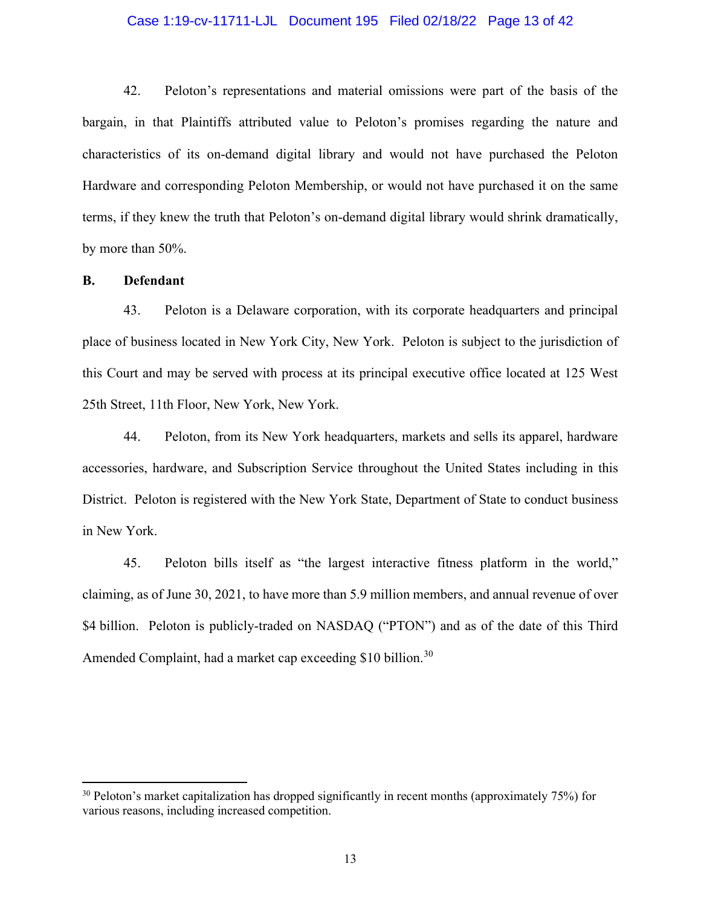42. Peloton's representations and material omissions were part of the basis of the bargain, in that Plaintiffs attributed value to Peloton's promises regarding the nature and characteristics of its on-demand digital library and would not have purchased the Peloton Hardware and corresponding Peloton Membership, or would not have purchased it on the same terms, if they knew the truth that Peloton's on-demand digital library would shrink dramatically, by more than 50%.

**B. Defendant**

43. Peloton is a Delaware corporation, with its corporate headquarters and principal place of business located in New York City, New York. Peloton is subject to the jurisdiction of this Court and may be served with process at its principal executive office located at 125 West 25th Street, 11th Floor, New York, New York.

44. Peloton, from its New York headquarters, markets and sells its apparel, hardware accessories, hardware, and Subscription Service throughout the United States including in this District. Peloton is registered with the New York State, Department of State to conduct business in New York.

45. Peloton bills itself as "the largest interactive fitness platform in the world," claiming, as of June 30, 2021, to have more than 5.9 million members, and annual revenue of over $4 billion. Peloton is publicly-traded on NASDAQ ("PTON") and as of the date of this Third Amended Complaint, had a market cap exceeding $10 billion.[30]

---

[30] Peloton's market capitalization has dropped significantly in recent months (approximately 75%) for various reasons, including increased competition.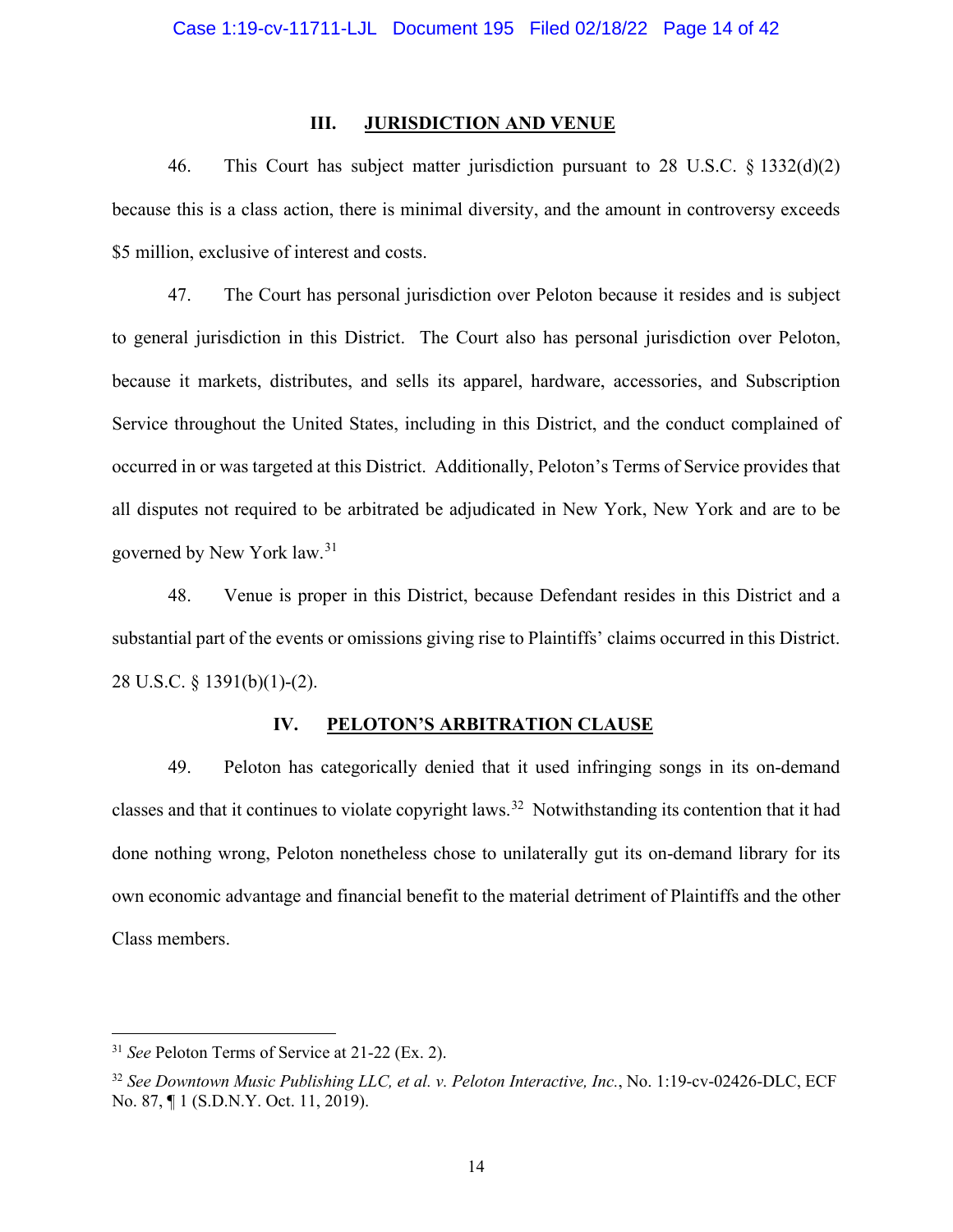## III. JURISDICTION AND VENUE

46. This Court has subject matter jurisdiction pursuant to 28 U.S.C. § 1332(d)(2) because this is a class action, there is minimal diversity, and the amount in controversy exceeds $5 million, exclusive of interest and costs.

47. The Court has personal jurisdiction over Peloton because it resides and is subject to general jurisdiction in this District. The Court also has personal jurisdiction over Peloton, because it markets, distributes, and sells its apparel, hardware, accessories, and Subscription Service throughout the United States, including in this District, and the conduct complained of occurred in or was targeted at this District. Additionally, Peloton's Terms of Service provides that all disputes not required to be arbitrated be adjudicated in New York, New York and are to be governed by New York law.[31]

48. Venue is proper in this District, because Defendant resides in this District and a substantial part of the events or omissions giving rise to Plaintiffs' claims occurred in this District. 28 U.S.C. § 1391(b)(1)-(2).

## IV. PELOTON'S ARBITRATION CLAUSE

49. Peloton has categorically denied that it used infringing songs in its on-demand classes and that it continues to violate copyright laws.[32] Notwithstanding its contention that it had done nothing wrong, Peloton nonetheless chose to unilaterally gut its on-demand library for its own economic advantage and financial benefit to the material detriment of Plaintiffs and the other Class members.

---

[31] *See* Peloton Terms of Service at 21-22 (Ex. 2).

[32] *See Downtown Music Publishing LLC, et al. v. Peloton Interactive, Inc.*, No. 1:19-cv-02426-DLC, ECF No. 87, ¶ 1 (S.D.N.Y. Oct. 11, 2019).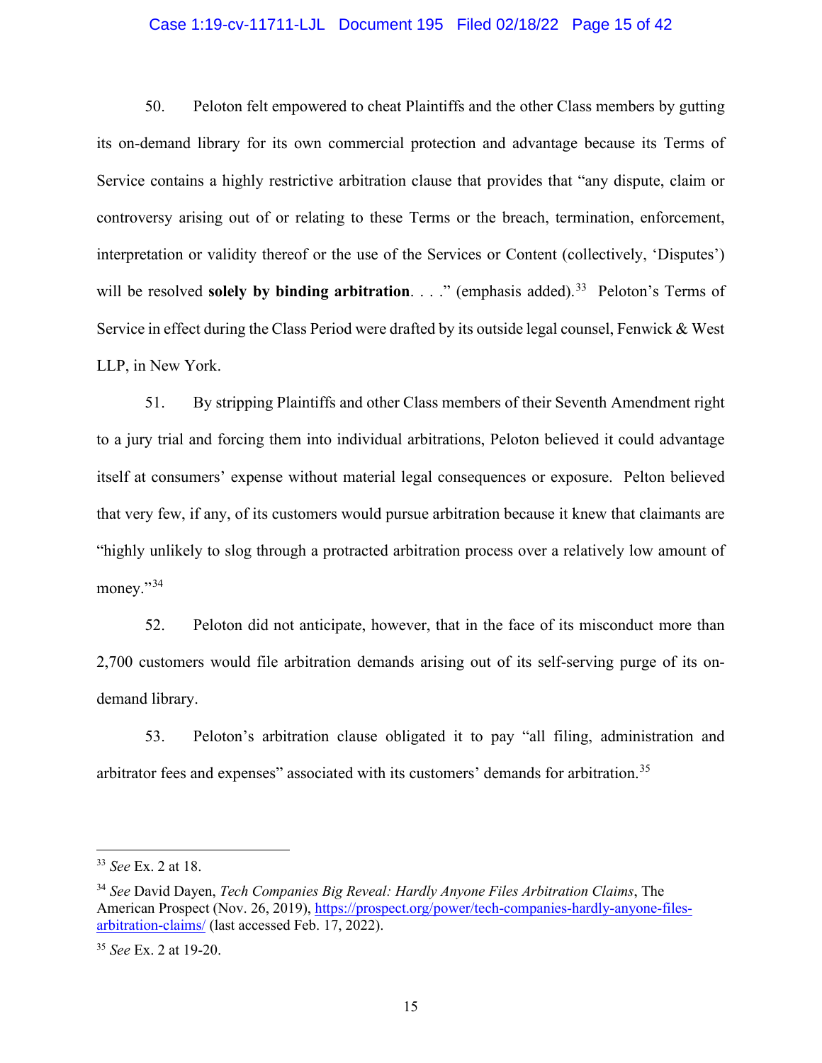50. Peloton felt empowered to cheat Plaintiffs and the other Class members by gutting its on-demand library for its own commercial protection and advantage because its Terms of Service contains a highly restrictive arbitration clause that provides that "any dispute, claim or controversy arising out of or relating to these Terms or the breach, termination, enforcement, interpretation or validity thereof or the use of the Services or Content (collectively, 'Disputes') will be resolved **solely by binding arbitration**. . . ." (emphasis added).[33] Peloton's Terms of Service in effect during the Class Period were drafted by its outside legal counsel, Fenwick & West LLP, in New York.

51. By stripping Plaintiffs and other Class members of their Seventh Amendment right to a jury trial and forcing them into individual arbitrations, Peloton believed it could advantage itself at consumers' expense without material legal consequences or exposure. Pelton believed that very few, if any, of its customers would pursue arbitration because it knew that claimants are "highly unlikely to slog through a protracted arbitration process over a relatively low amount of money."[34]

52. Peloton did not anticipate, however, that in the face of its misconduct more than 2,700 customers would file arbitration demands arising out of its self-serving purge of its on-demand library.

53. Peloton's arbitration clause obligated it to pay "all filing, administration and arbitrator fees and expenses" associated with its customers' demands for arbitration.[35]

---

[33] *See* Ex. 2 at 18.

[34] *See* David Dayen, *Tech Companies Big Reveal: Hardly Anyone Files Arbitration Claims*, The American Prospect (Nov. 26, 2019), https://prospect.org/power/tech-companies-hardly-anyone-files-arbitration-claims/ (last accessed Feb. 17, 2022).

[35] *See* Ex. 2 at 19-20.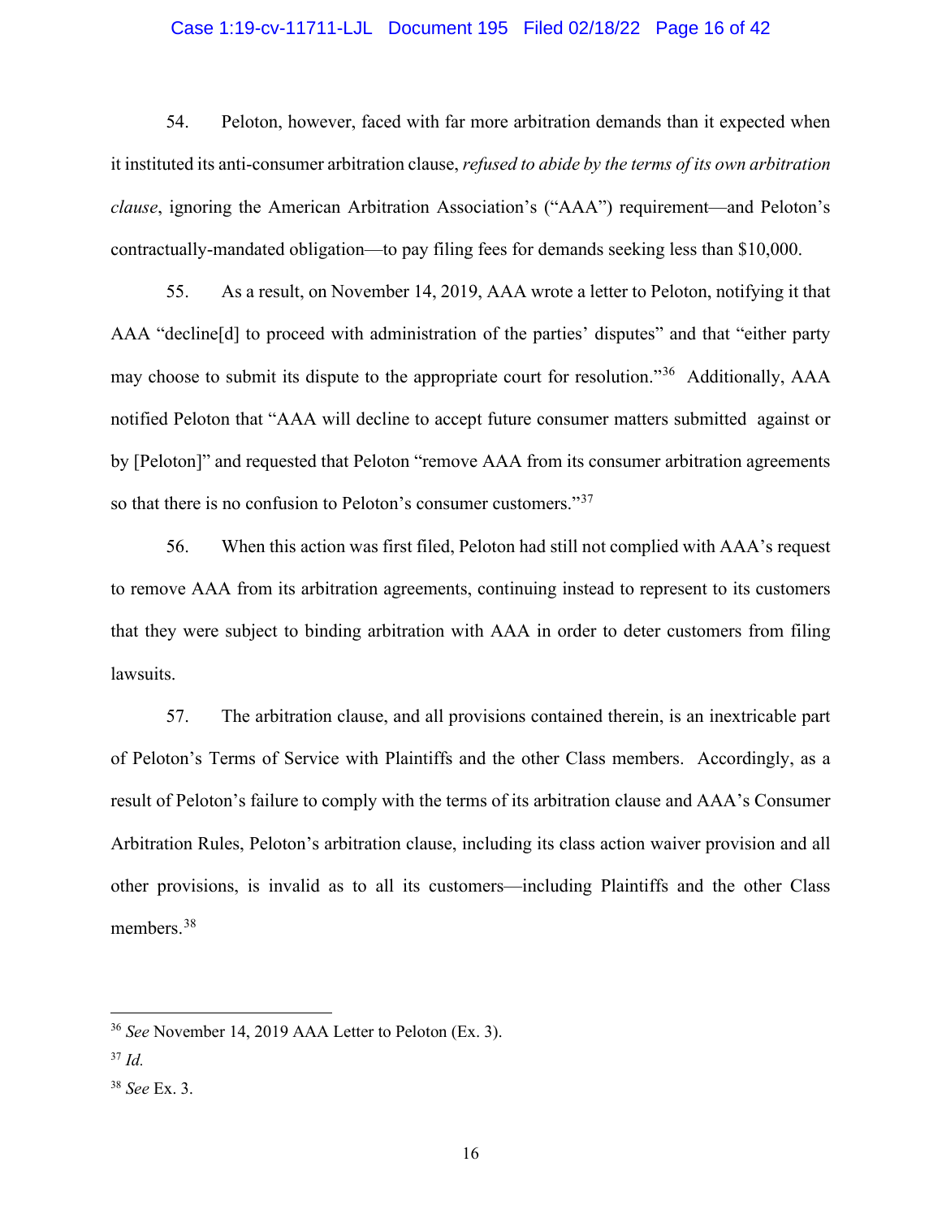54. Peloton, however, faced with far more arbitration demands than it expected when it instituted its anti-consumer arbitration clause, *refused to abide by the terms of its own arbitration clause*, ignoring the American Arbitration Association's ("AAA") requirement—and Peloton's contractually-mandated obligation—to pay filing fees for demands seeking less than $10,000.

55. As a result, on November 14, 2019, AAA wrote a letter to Peloton, notifying it that AAA "decline[d] to proceed with administration of the parties' disputes" and that "either party may choose to submit its dispute to the appropriate court for resolution."[36] Additionally, AAA notified Peloton that "AAA will decline to accept future consumer matters submitted against or by [Peloton]" and requested that Peloton "remove AAA from its consumer arbitration agreements so that there is no confusion to Peloton's consumer customers."[37]

56. When this action was first filed, Peloton had still not complied with AAA's request to remove AAA from its arbitration agreements, continuing instead to represent to its customers that they were subject to binding arbitration with AAA in order to deter customers from filing lawsuits.

57. The arbitration clause, and all provisions contained therein, is an inextricable part of Peloton's Terms of Service with Plaintiffs and the other Class members. Accordingly, as a result of Peloton's failure to comply with the terms of its arbitration clause and AAA's Consumer Arbitration Rules, Peloton's arbitration clause, including its class action waiver provision and all other provisions, is invalid as to all its customers—including Plaintiffs and the other Class members.[38]

---

[36] *See* November 14, 2019 AAA Letter to Peloton (Ex. 3).

[37] *Id.*

[38] *See* Ex. 3.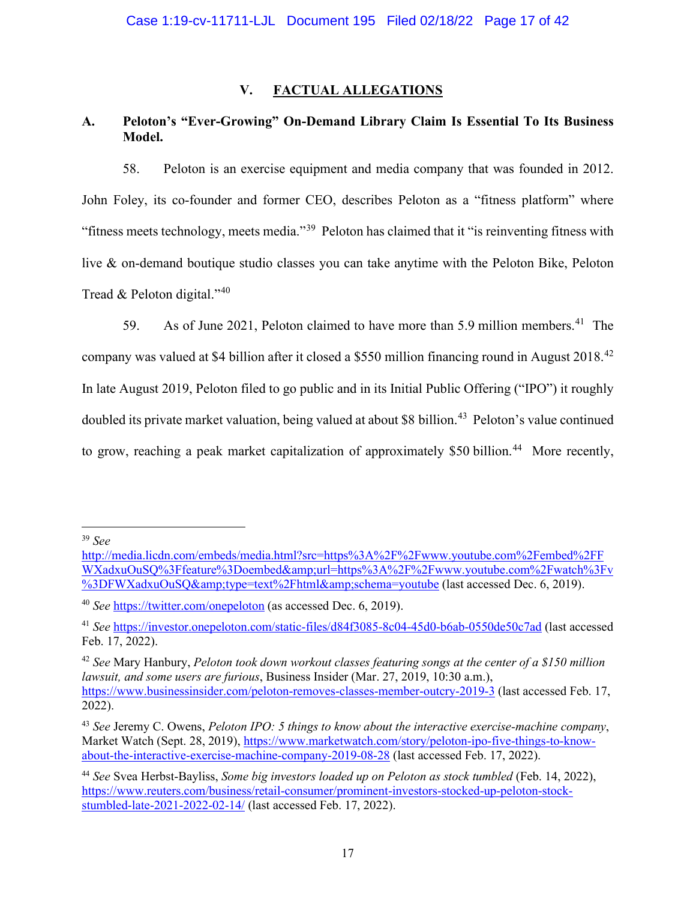## V. FACTUAL ALLEGATIONS

### A. Peloton's "Ever-Growing" On-Demand Library Claim Is Essential To Its Business Model.

58. Peloton is an exercise equipment and media company that was founded in 2012. John Foley, its co-founder and former CEO, describes Peloton as a "fitness platform" where "fitness meets technology, meets media."[39] Peloton has claimed that it "is reinventing fitness with live & on-demand boutique studio classes you can take anytime with the Peloton Bike, Peloton Tread & Peloton digital."[40]

59. As of June 2021, Peloton claimed to have more than 5.9 million members.[41] The company was valued at $4 billion after it closed a $550 million financing round in August 2018.[42] In late August 2019, Peloton filed to go public and in its Initial Public Offering ("IPO") it roughly doubled its private market valuation, being valued at about $8 billion.[43] Peloton's value continued to grow, reaching a peak market capitalization of approximately $50 billion.[44] More recently,

---

[39] *See* http://media.licdn.com/embeds/media.html?src=https%3A%2F%2Fwww.youtube.com%2Fembed%2FFWXadxuOuSQ%3Ffeature%3Doembed&amp;url=https%3A%2F%2Fwww.youtube.com%2Fwatch%3Fv%3DFWXadxuOuSQ&amp;type=text%2Fhtml&amp;schema=youtube (last accessed Dec. 6, 2019).

[40] *See* https://twitter.com/onepeloton (as accessed Dec. 6, 2019).

[41] *See* https://investor.onepeloton.com/static-files/d84f3085-8c04-45d0-b6ab-0550de50c7ad (last accessed Feb. 17, 2022).

[42] *See* Mary Hanbury, *Peloton took down workout classes featuring songs at the center of a $150 million lawsuit, and some users are furious*, Business Insider (Mar. 27, 2019, 10:30 a.m.), https://www.businessinsider.com/peloton-removes-classes-member-outcry-2019-3 (last accessed Feb. 17, 2022).

[43] *See* Jeremy C. Owens, *Peloton IPO: 5 things to know about the interactive exercise-machine company*, Market Watch (Sept. 28, 2019), https://www.marketwatch.com/story/peloton-ipo-five-things-to-know-about-the-interactive-exercise-machine-company-2019-08-28 (last accessed Feb. 17, 2022).

[44] *See* Svea Herbst-Bayliss, *Some big investors loaded up on Peloton as stock tumbled* (Feb. 14, 2022), https://www.reuters.com/business/retail-consumer/prominent-investors-stocked-up-peloton-stock-stumbled-late-2021-2022-02-14/ (last accessed Feb. 17, 2022).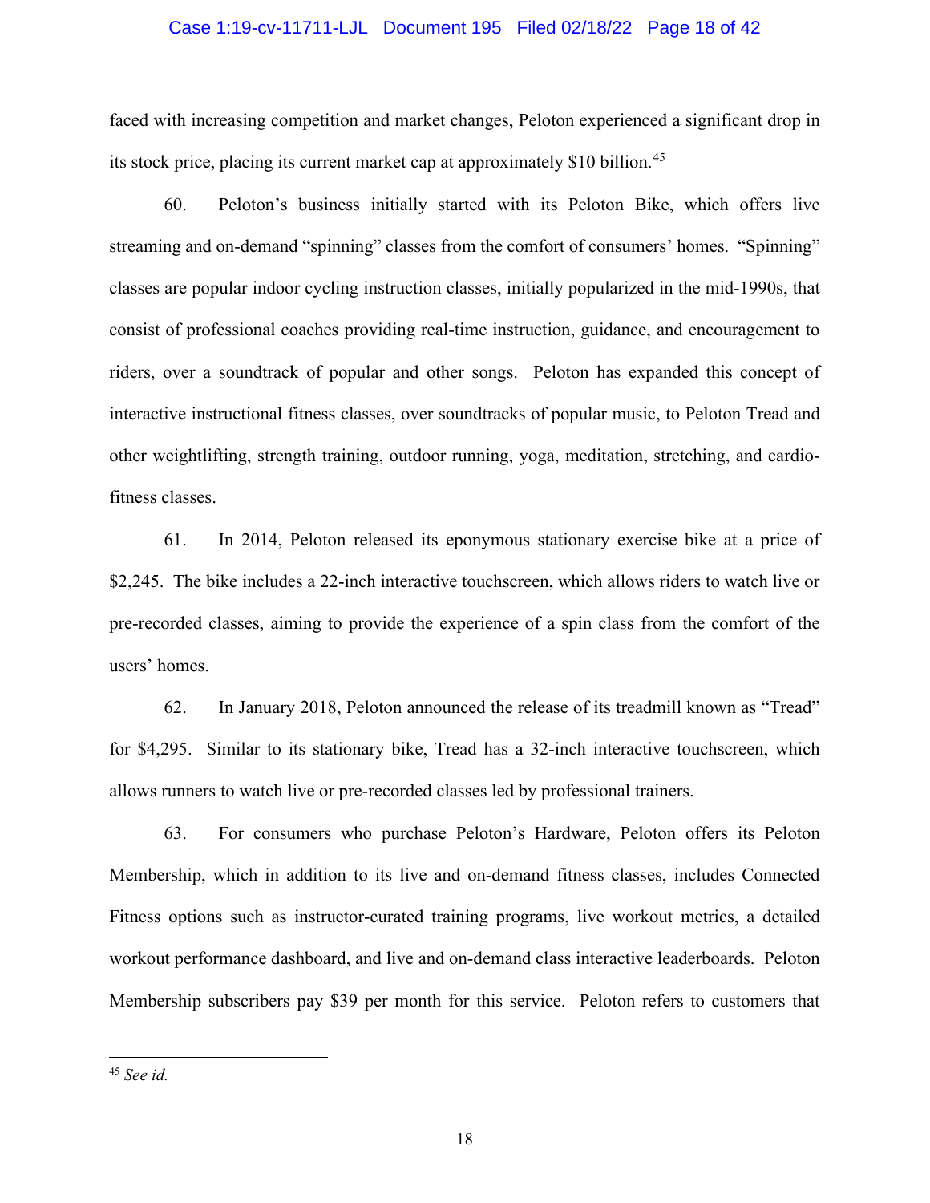faced with increasing competition and market changes, Peloton experienced a significant drop in its stock price, placing its current market cap at approximately $10 billion.[45]

60. Peloton's business initially started with its Peloton Bike, which offers live streaming and on-demand "spinning" classes from the comfort of consumers' homes. "Spinning" classes are popular indoor cycling instruction classes, initially popularized in the mid-1990s, that consist of professional coaches providing real-time instruction, guidance, and encouragement to riders, over a soundtrack of popular and other songs. Peloton has expanded this concept of interactive instructional fitness classes, over soundtracks of popular music, to Peloton Tread and other weightlifting, strength training, outdoor running, yoga, meditation, stretching, and cardio-fitness classes.

61. In 2014, Peloton released its eponymous stationary exercise bike at a price of $2,245. The bike includes a 22-inch interactive touchscreen, which allows riders to watch live or pre-recorded classes, aiming to provide the experience of a spin class from the comfort of the users' homes.

62. In January 2018, Peloton announced the release of its treadmill known as "Tread" for $4,295. Similar to its stationary bike, Tread has a 32-inch interactive touchscreen, which allows runners to watch live or pre-recorded classes led by professional trainers.

63. For consumers who purchase Peloton's Hardware, Peloton offers its Peloton Membership, which in addition to its live and on-demand fitness classes, includes Connected Fitness options such as instructor-curated training programs, live workout metrics, a detailed workout performance dashboard, and live and on-demand class interactive leaderboards. Peloton Membership subscribers pay $39 per month for this service. Peloton refers to customers that

---

[45] *See id.*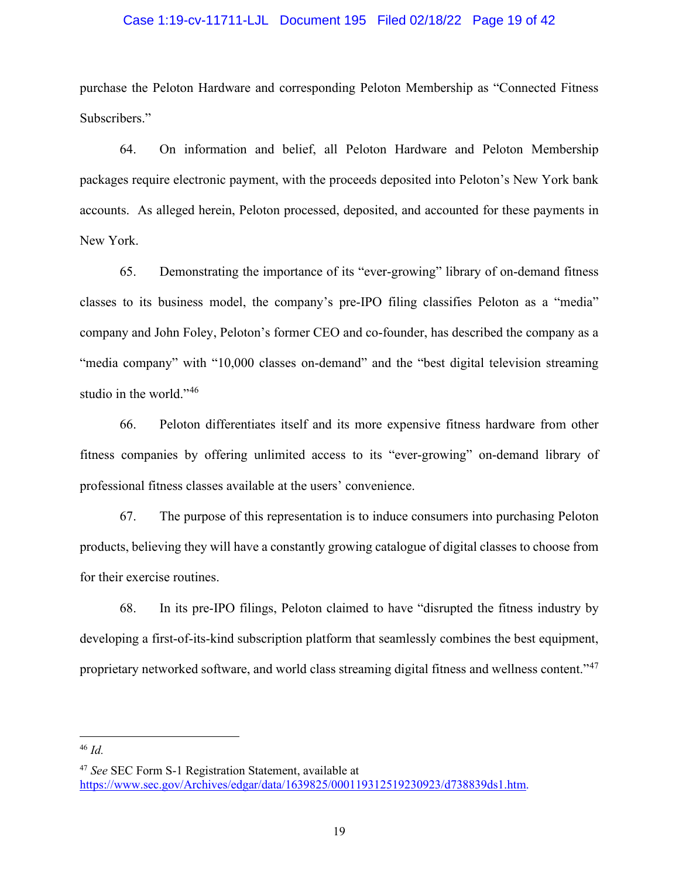purchase the Peloton Hardware and corresponding Peloton Membership as "Connected Fitness Subscribers."

64. On information and belief, all Peloton Hardware and Peloton Membership packages require electronic payment, with the proceeds deposited into Peloton's New York bank accounts. As alleged herein, Peloton processed, deposited, and accounted for these payments in New York.

65. Demonstrating the importance of its "ever-growing" library of on-demand fitness classes to its business model, the company's pre-IPO filing classifies Peloton as a "media" company and John Foley, Peloton's former CEO and co-founder, has described the company as a "media company" with "10,000 classes on-demand" and the "best digital television streaming studio in the world."[46]

66. Peloton differentiates itself and its more expensive fitness hardware from other fitness companies by offering unlimited access to its "ever-growing" on-demand library of professional fitness classes available at the users' convenience.

67. The purpose of this representation is to induce consumers into purchasing Peloton products, believing they will have a constantly growing catalogue of digital classes to choose from for their exercise routines.

68. In its pre-IPO filings, Peloton claimed to have "disrupted the fitness industry by developing a first-of-its-kind subscription platform that seamlessly combines the best equipment, proprietary networked software, and world class streaming digital fitness and wellness content."[47]

---

[46] *Id.*

[47] *See* SEC Form S-1 Registration Statement, available at https://www.sec.gov/Archives/edgar/data/1639825/000119312519230923/d738839ds1.htm.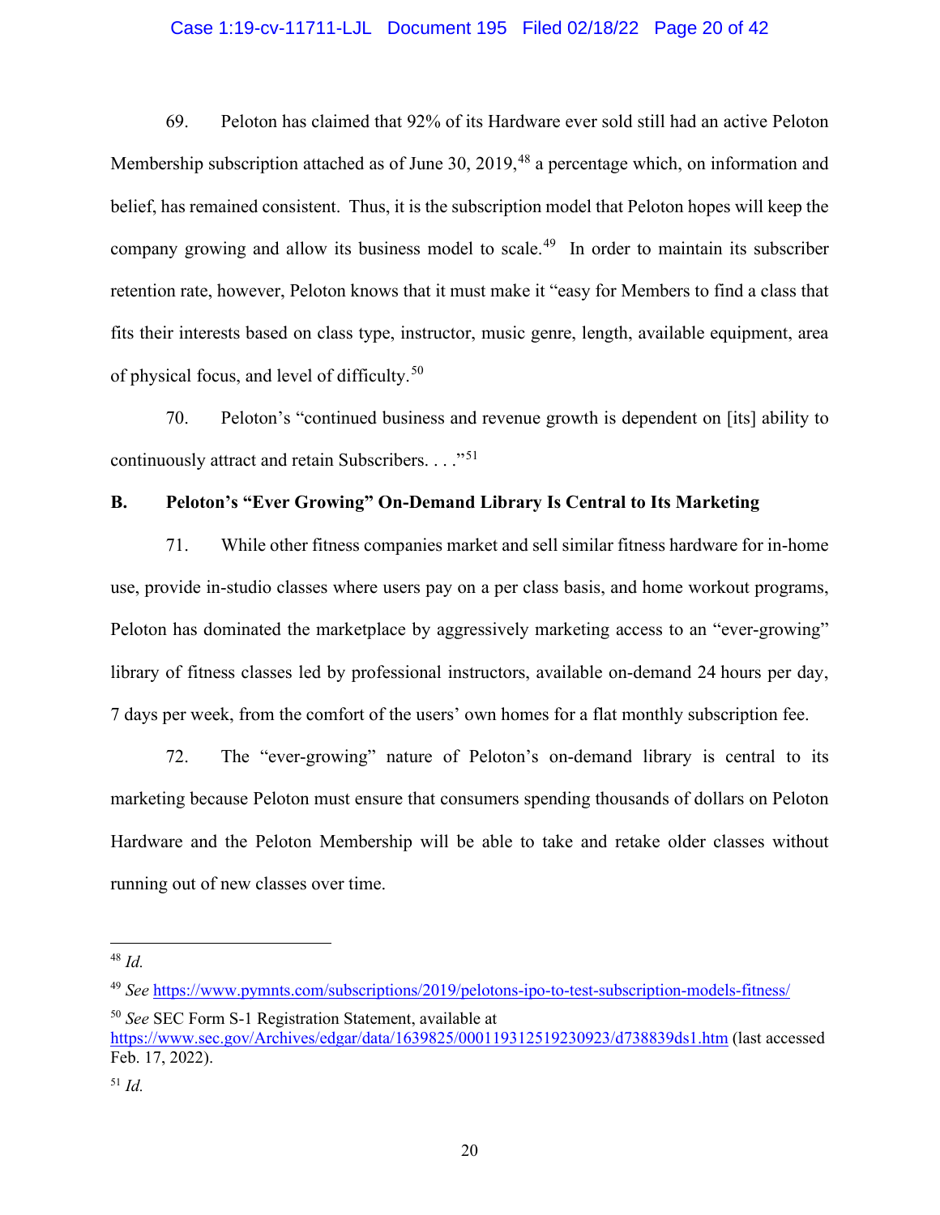69. Peloton has claimed that 92% of its Hardware ever sold still had an active Peloton Membership subscription attached as of June 30, 2019,[48] a percentage which, on information and belief, has remained consistent. Thus, it is the subscription model that Peloton hopes will keep the company growing and allow its business model to scale.[49] In order to maintain its subscriber retention rate, however, Peloton knows that it must make it "easy for Members to find a class that fits their interests based on class type, instructor, music genre, length, available equipment, area of physical focus, and level of difficulty.[50]

70. Peloton's "continued business and revenue growth is dependent on [its] ability to continuously attract and retain Subscribers. . . ."[51]

### B. Peloton's "Ever Growing" On-Demand Library Is Central to Its Marketing

71. While other fitness companies market and sell similar fitness hardware for in-home use, provide in-studio classes where users pay on a per class basis, and home workout programs, Peloton has dominated the marketplace by aggressively marketing access to an "ever-growing" library of fitness classes led by professional instructors, available on-demand 24 hours per day, 7 days per week, from the comfort of the users' own homes for a flat monthly subscription fee.

72. The "ever-growing" nature of Peloton's on-demand library is central to its marketing because Peloton must ensure that consumers spending thousands of dollars on Peloton Hardware and the Peloton Membership will be able to take and retake older classes without running out of new classes over time.

---

[48] *Id.*

[49] *See* https://www.pymnts.com/subscriptions/2019/pelotons-ipo-to-test-subscription-models-fitness/

[50] *See* SEC Form S-1 Registration Statement, available at https://www.sec.gov/Archives/edgar/data/1639825/000119312519230923/d738839ds1.htm (last accessed Feb. 17, 2022).

[51] *Id.*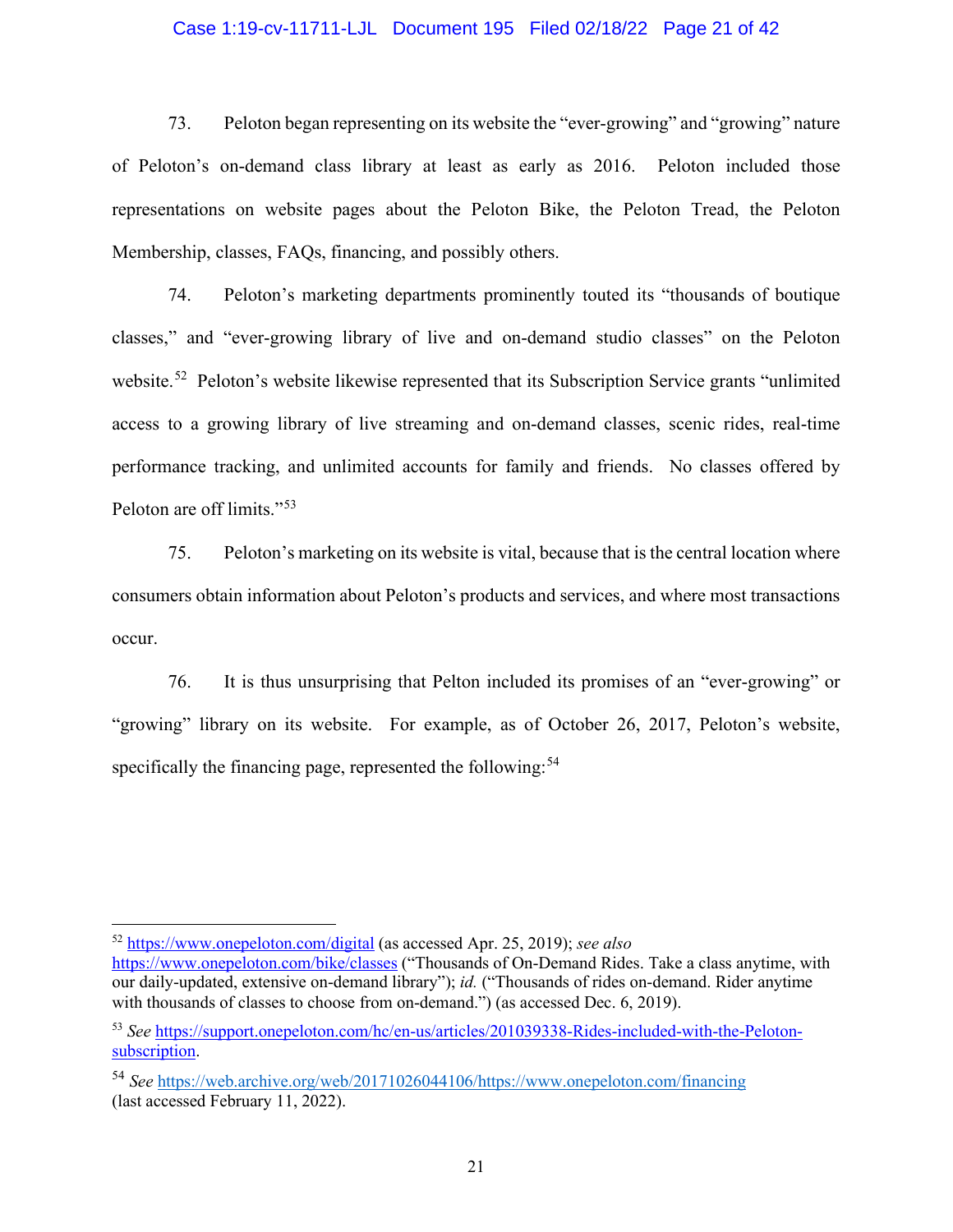73. Peloton began representing on its website the "ever-growing" and "growing" nature of Peloton's on-demand class library at least as early as 2016. Peloton included those representations on website pages about the Peloton Bike, the Peloton Tread, the Peloton Membership, classes, FAQs, financing, and possibly others.

74. Peloton's marketing departments prominently touted its "thousands of boutique classes," and "ever-growing library of live and on-demand studio classes" on the Peloton website.[52] Peloton's website likewise represented that its Subscription Service grants "unlimited access to a growing library of live streaming and on-demand classes, scenic rides, real-time performance tracking, and unlimited accounts for family and friends. No classes offered by Peloton are off limits."[53]

75. Peloton's marketing on its website is vital, because that is the central location where consumers obtain information about Peloton's products and services, and where most transactions occur.

76. It is thus unsurprising that Pelton included its promises of an "ever-growing" or "growing" library on its website. For example, as of October 26, 2017, Peloton's website, specifically the financing page, represented the following:[54]

---

[52] https://www.onepeloton.com/digital (as accessed Apr. 25, 2019); *see also* https://www.onepeloton.com/bike/classes ("Thousands of On-Demand Rides. Take a class anytime, with our daily-updated, extensive on-demand library"); *id.* ("Thousands of rides on-demand. Rider anytime with thousands of classes to choose from on-demand.") (as accessed Dec. 6, 2019).

[53] *See* https://support.onepeloton.com/hc/en-us/articles/201039338-Rides-included-with-the-Peloton-subscription.

[54] *See* https://web.archive.org/web/20171026044106/https://www.onepeloton.com/financing (last accessed February 11, 2022).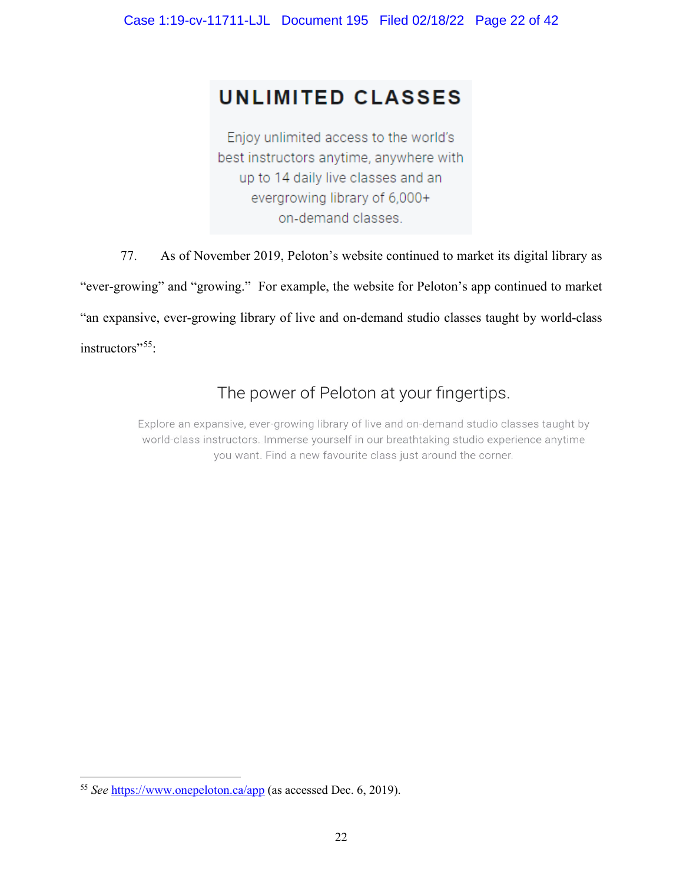**UNLIMITED CLASSES**

Enjoy unlimited access to the world's best instructors anytime, anywhere with up to 14 daily live classes and an evergrowing library of 6,000+ on-demand classes.

77. As of November 2019, Peloton's website continued to market its digital library as "ever-growing" and "growing." For example, the website for Peloton's app continued to market "an expansive, ever-growing library of live and on-demand studio classes taught by world-class instructors"[55]:

The power of Peloton at your fingertips.

Explore an expansive, ever-growing library of live and on-demand studio classes taught by world-class instructors. Immerse yourself in our breathtaking studio experience anytime you want. Find a new favourite class just around the corner.

---

[55] *See* https://www.onepeloton.ca/app (as accessed Dec. 6, 2019).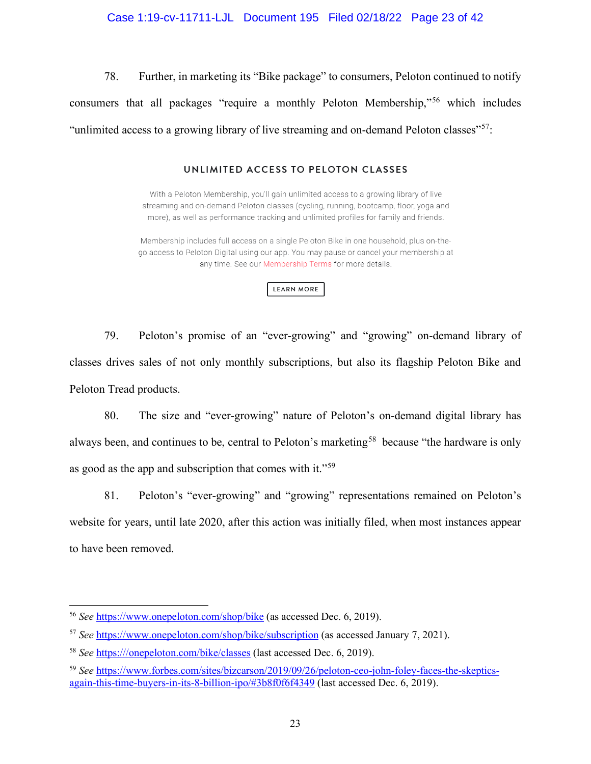78. Further, in marketing its "Bike package" to consumers, Peloton continued to notify consumers that all packages "require a monthly Peloton Membership,"[56] which includes "unlimited access to a growing library of live streaming and on-demand Peloton classes"[57]:

> **UNLIMITED ACCESS TO PELOTON CLASSES**
>
> With a Peloton Membership, you'll gain unlimited access to a growing library of live streaming and on-demand Peloton classes (cycling, running, bootcamp, floor, yoga and more), as well as performance tracking and unlimited profiles for family and friends.
>
> Membership includes full access on a single Peloton Bike in one household, plus on-the-go access to Peloton Digital using our app. You may pause or cancel your membership at any time. See our Membership Terms for more details.
>
> LEARN MORE

79. Peloton's promise of an "ever-growing" and "growing" on-demand library of classes drives sales of not only monthly subscriptions, but also its flagship Peloton Bike and Peloton Tread products.

80. The size and "ever-growing" nature of Peloton's on-demand digital library has always been, and continues to be, central to Peloton's marketing[58] because "the hardware is only as good as the app and subscription that comes with it."[59]

81. Peloton's "ever-growing" and "growing" representations remained on Peloton's website for years, until late 2020, after this action was initially filed, when most instances appear to have been removed.

---

[56] *See* https://www.onepeloton.com/shop/bike (as accessed Dec. 6, 2019).

[57] *See* https://www.onepeloton.com/shop/bike/subscription (as accessed January 7, 2021).

[58] *See* https:///onepeloton.com/bike/classes (last accessed Dec. 6, 2019).

[59] *See* https://www.forbes.com/sites/bizcarson/2019/09/26/peloton-ceo-john-foley-faces-the-skeptics-again-this-time-buyers-in-its-8-billion-ipo/#3b8f0f6f4349 (last accessed Dec. 6, 2019).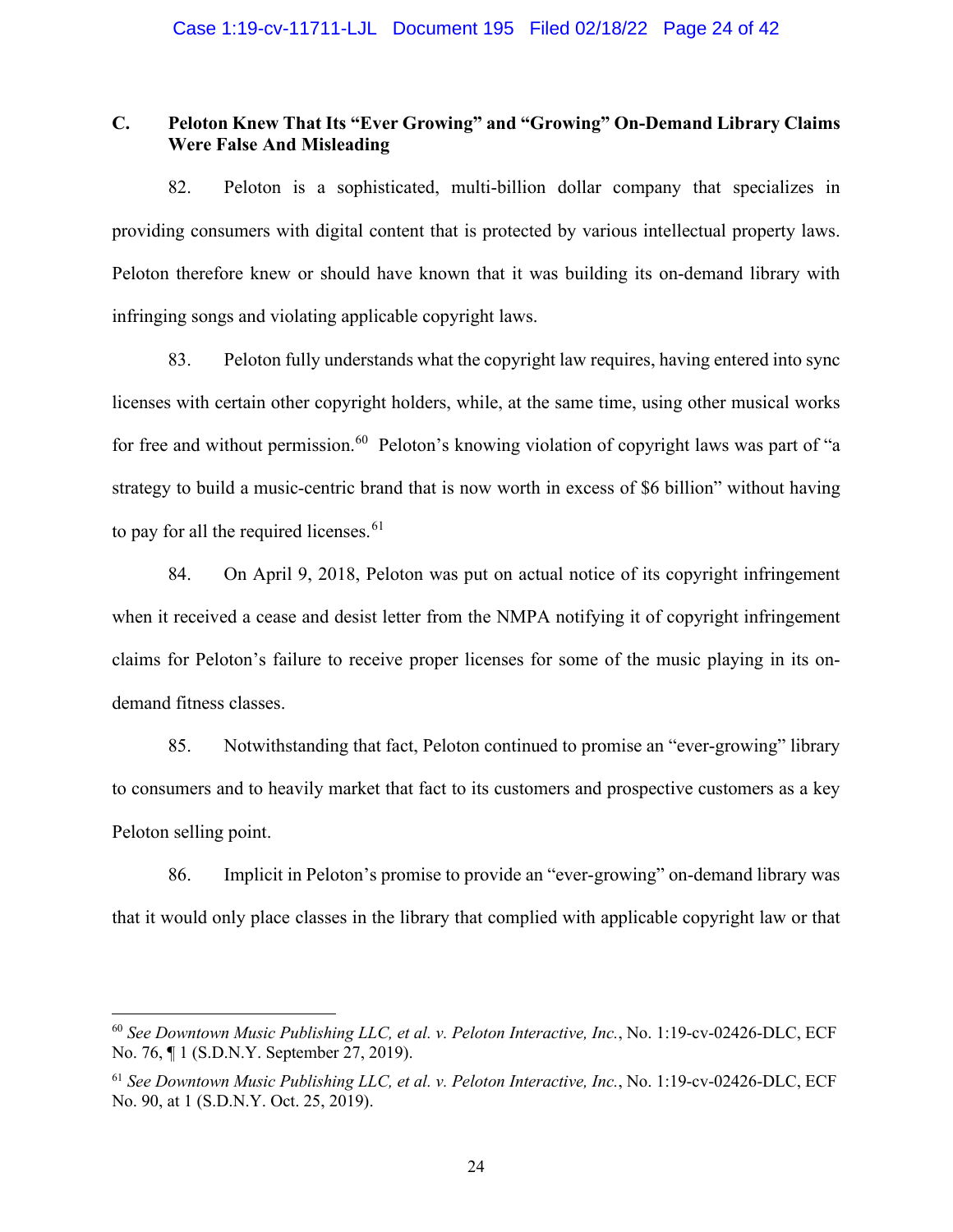### C. Peloton Knew That Its "Ever Growing" and "Growing" On-Demand Library Claims Were False And Misleading

82. Peloton is a sophisticated, multi-billion dollar company that specializes in providing consumers with digital content that is protected by various intellectual property laws. Peloton therefore knew or should have known that it was building its on-demand library with infringing songs and violating applicable copyright laws.

83. Peloton fully understands what the copyright law requires, having entered into sync licenses with certain other copyright holders, while, at the same time, using other musical works for free and without permission.[60] Peloton's knowing violation of copyright laws was part of "a strategy to build a music-centric brand that is now worth in excess of $6 billion" without having to pay for all the required licenses.[61]

84. On April 9, 2018, Peloton was put on actual notice of its copyright infringement when it received a cease and desist letter from the NMPA notifying it of copyright infringement claims for Peloton's failure to receive proper licenses for some of the music playing in its on-demand fitness classes.

85. Notwithstanding that fact, Peloton continued to promise an "ever-growing" library to consumers and to heavily market that fact to its customers and prospective customers as a key Peloton selling point.

86. Implicit in Peloton's promise to provide an "ever-growing" on-demand library was that it would only place classes in the library that complied with applicable copyright law or that

---

[60] *See Downtown Music Publishing LLC, et al. v. Peloton Interactive, Inc.*, No. 1:19-cv-02426-DLC, ECF No. 76, ¶ 1 (S.D.N.Y. September 27, 2019).

[61] *See Downtown Music Publishing LLC, et al. v. Peloton Interactive, Inc.*, No. 1:19-cv-02426-DLC, ECF No. 90, at 1 (S.D.N.Y. Oct. 25, 2019).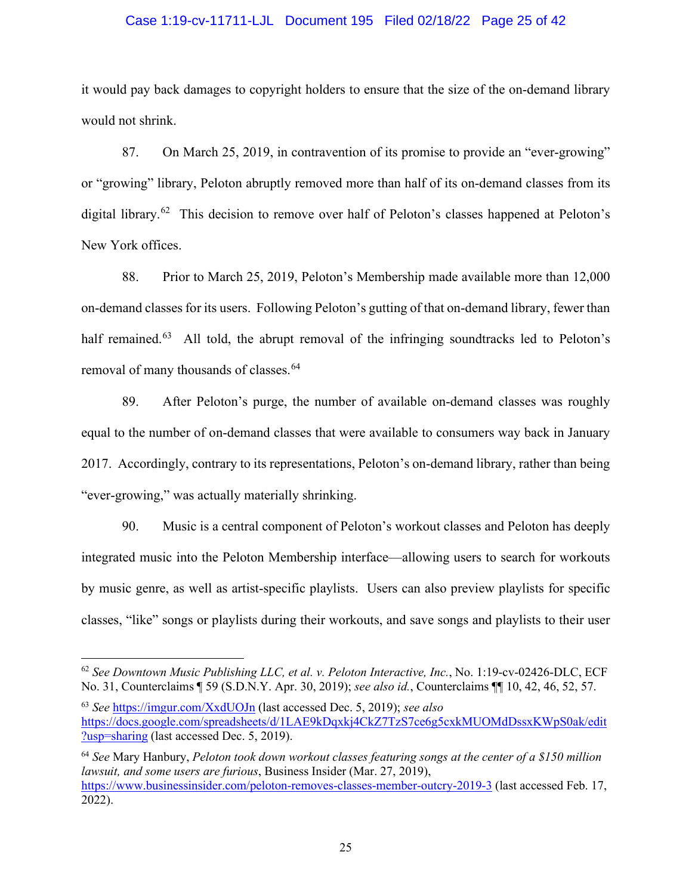it would pay back damages to copyright holders to ensure that the size of the on-demand library would not shrink.

87. On March 25, 2019, in contravention of its promise to provide an "ever-growing" or "growing" library, Peloton abruptly removed more than half of its on-demand classes from its digital library.[62] This decision to remove over half of Peloton's classes happened at Peloton's New York offices.

88. Prior to March 25, 2019, Peloton's Membership made available more than 12,000 on-demand classes for its users. Following Peloton's gutting of that on-demand library, fewer than half remained.[63] All told, the abrupt removal of the infringing soundtracks led to Peloton's removal of many thousands of classes.[64]

89. After Peloton's purge, the number of available on-demand classes was roughly equal to the number of on-demand classes that were available to consumers way back in January 2017. Accordingly, contrary to its representations, Peloton's on-demand library, rather than being "ever-growing," was actually materially shrinking.

90. Music is a central component of Peloton's workout classes and Peloton has deeply integrated music into the Peloton Membership interface—allowing users to search for workouts by music genre, as well as artist-specific playlists. Users can also preview playlists for specific classes, "like" songs or playlists during their workouts, and save songs and playlists to their user

---

[62] *See Downtown Music Publishing LLC, et al. v. Peloton Interactive, Inc.*, No. 1:19-cv-02426-DLC, ECF No. 31, Counterclaims ¶ 59 (S.D.N.Y. Apr. 30, 2019); *see also id.*, Counterclaims ¶¶ 10, 42, 46, 52, 57.

[63] *See* https://imgur.com/XxdUOJn (last accessed Dec. 5, 2019); *see also* https://docs.google.com/spreadsheets/d/1LAE9kDqxkj4CkZ7TzS7ce6g5cxkMUOMdDssxKWpS0ak/edit?usp=sharing (last accessed Dec. 5, 2019).

[64] *See* Mary Hanbury, *Peloton took down workout classes featuring songs at the center of a $150 million lawsuit, and some users are furious*, Business Insider (Mar. 27, 2019), https://www.businessinsider.com/peloton-removes-classes-member-outcry-2019-3 (last accessed Feb. 17, 2022).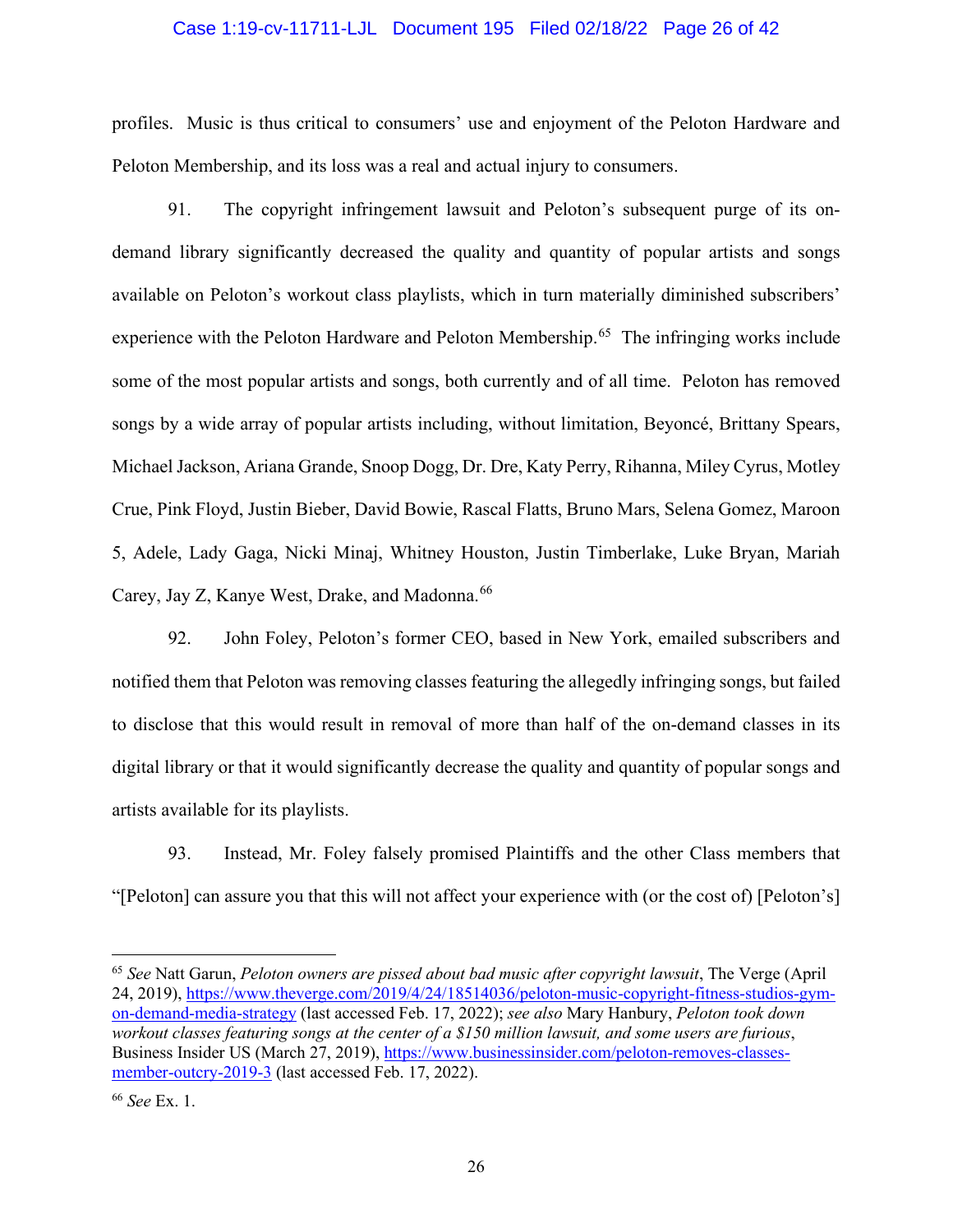profiles. Music is thus critical to consumers' use and enjoyment of the Peloton Hardware and Peloton Membership, and its loss was a real and actual injury to consumers.

91. The copyright infringement lawsuit and Peloton's subsequent purge of its on-demand library significantly decreased the quality and quantity of popular artists and songs available on Peloton's workout class playlists, which in turn materially diminished subscribers' experience with the Peloton Hardware and Peloton Membership.[65] The infringing works include some of the most popular artists and songs, both currently and of all time. Peloton has removed songs by a wide array of popular artists including, without limitation, Beyoncé, Brittany Spears, Michael Jackson, Ariana Grande, Snoop Dogg, Dr. Dre, Katy Perry, Rihanna, Miley Cyrus, Motley Crue, Pink Floyd, Justin Bieber, David Bowie, Rascal Flatts, Bruno Mars, Selena Gomez, Maroon 5, Adele, Lady Gaga, Nicki Minaj, Whitney Houston, Justin Timberlake, Luke Bryan, Mariah Carey, Jay Z, Kanye West, Drake, and Madonna.[66]

92. John Foley, Peloton's former CEO, based in New York, emailed subscribers and notified them that Peloton was removing classes featuring the allegedly infringing songs, but failed to disclose that this would result in removal of more than half of the on-demand classes in its digital library or that it would significantly decrease the quality and quantity of popular songs and artists available for its playlists.

93. Instead, Mr. Foley falsely promised Plaintiffs and the other Class members that "[Peloton] can assure you that this will not affect your experience with (or the cost of) [Peloton's]

---

[65] *See* Natt Garun, *Peloton owners are pissed about bad music after copyright lawsuit*, The Verge (April 24, 2019), https://www.theverge.com/2019/4/24/18514036/peloton-music-copyright-fitness-studios-gym-on-demand-media-strategy (last accessed Feb. 17, 2022); *see also* Mary Hanbury, *Peloton took down workout classes featuring songs at the center of a $150 million lawsuit, and some users are furious*, Business Insider US (March 27, 2019), https://www.businessinsider.com/peloton-removes-classes-member-outcry-2019-3 (last accessed Feb. 17, 2022).

[66] *See* Ex. 1.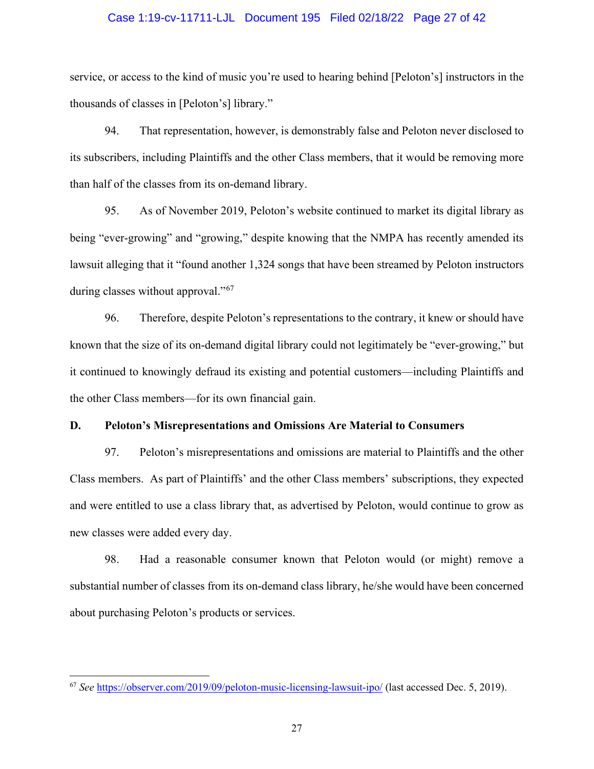service, or access to the kind of music you're used to hearing behind [Peloton's] instructors in the thousands of classes in [Peloton's] library."

94. That representation, however, is demonstrably false and Peloton never disclosed to its subscribers, including Plaintiffs and the other Class members, that it would be removing more than half of the classes from its on-demand library.

95. As of November 2019, Peloton's website continued to market its digital library as being "ever-growing" and "growing," despite knowing that the NMPA has recently amended its lawsuit alleging that it "found another 1,324 songs that have been streamed by Peloton instructors during classes without approval."[67]

96. Therefore, despite Peloton's representations to the contrary, it knew or should have known that the size of its on-demand digital library could not legitimately be "ever-growing," but it continued to knowingly defraud its existing and potential customers—including Plaintiffs and the other Class members—for its own financial gain.

**D. Peloton's Misrepresentations and Omissions Are Material to Consumers**

97. Peloton's misrepresentations and omissions are material to Plaintiffs and the other Class members. As part of Plaintiffs' and the other Class members' subscriptions, they expected and were entitled to use a class library that, as advertised by Peloton, would continue to grow as new classes were added every day.

98. Had a reasonable consumer known that Peloton would (or might) remove a substantial number of classes from its on-demand class library, he/she would have been concerned about purchasing Peloton's products or services.

---

[67] *See* https://observer.com/2019/09/peloton-music-licensing-lawsuit-ipo/ (last accessed Dec. 5, 2019).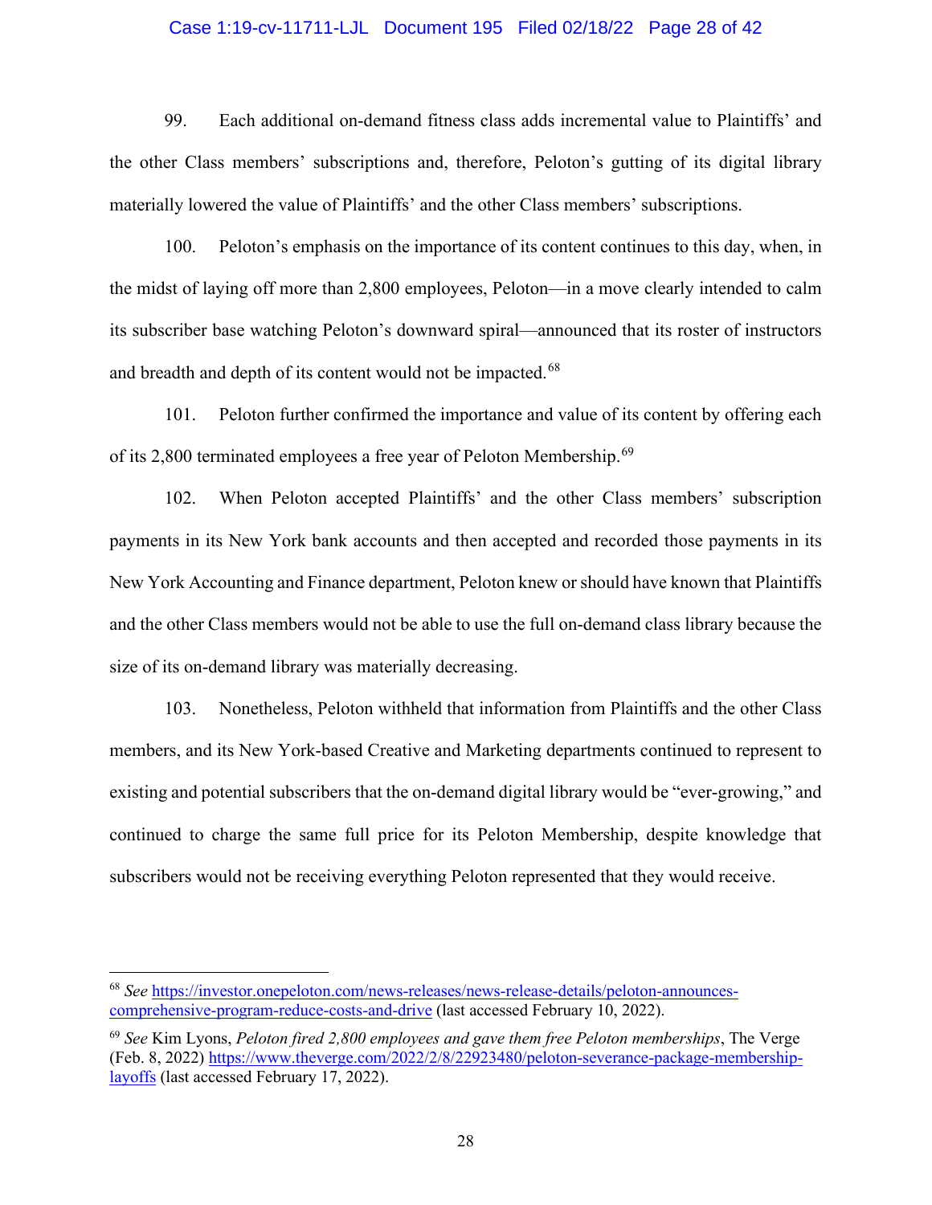99. Each additional on-demand fitness class adds incremental value to Plaintiffs' and the other Class members' subscriptions and, therefore, Peloton's gutting of its digital library materially lowered the value of Plaintiffs' and the other Class members' subscriptions.

100. Peloton's emphasis on the importance of its content continues to this day, when, in the midst of laying off more than 2,800 employees, Peloton—in a move clearly intended to calm its subscriber base watching Peloton's downward spiral—announced that its roster of instructors and breadth and depth of its content would not be impacted.[68]

101. Peloton further confirmed the importance and value of its content by offering each of its 2,800 terminated employees a free year of Peloton Membership.[69]

102. When Peloton accepted Plaintiffs' and the other Class members' subscription payments in its New York bank accounts and then accepted and recorded those payments in its New York Accounting and Finance department, Peloton knew or should have known that Plaintiffs and the other Class members would not be able to use the full on-demand class library because the size of its on-demand library was materially decreasing.

103. Nonetheless, Peloton withheld that information from Plaintiffs and the other Class members, and its New York-based Creative and Marketing departments continued to represent to existing and potential subscribers that the on-demand digital library would be "ever-growing," and continued to charge the same full price for its Peloton Membership, despite knowledge that subscribers would not be receiving everything Peloton represented that they would receive.

---

[68] *See* https://investor.onepeloton.com/news-releases/news-release-details/peloton-announces-comprehensive-program-reduce-costs-and-drive (last accessed February 10, 2022).

[69] *See* Kim Lyons, *Peloton fired 2,800 employees and gave them free Peloton memberships*, The Verge (Feb. 8, 2022) https://www.theverge.com/2022/2/8/22923480/peloton-severance-package-membership-layoffs (last accessed February 17, 2022).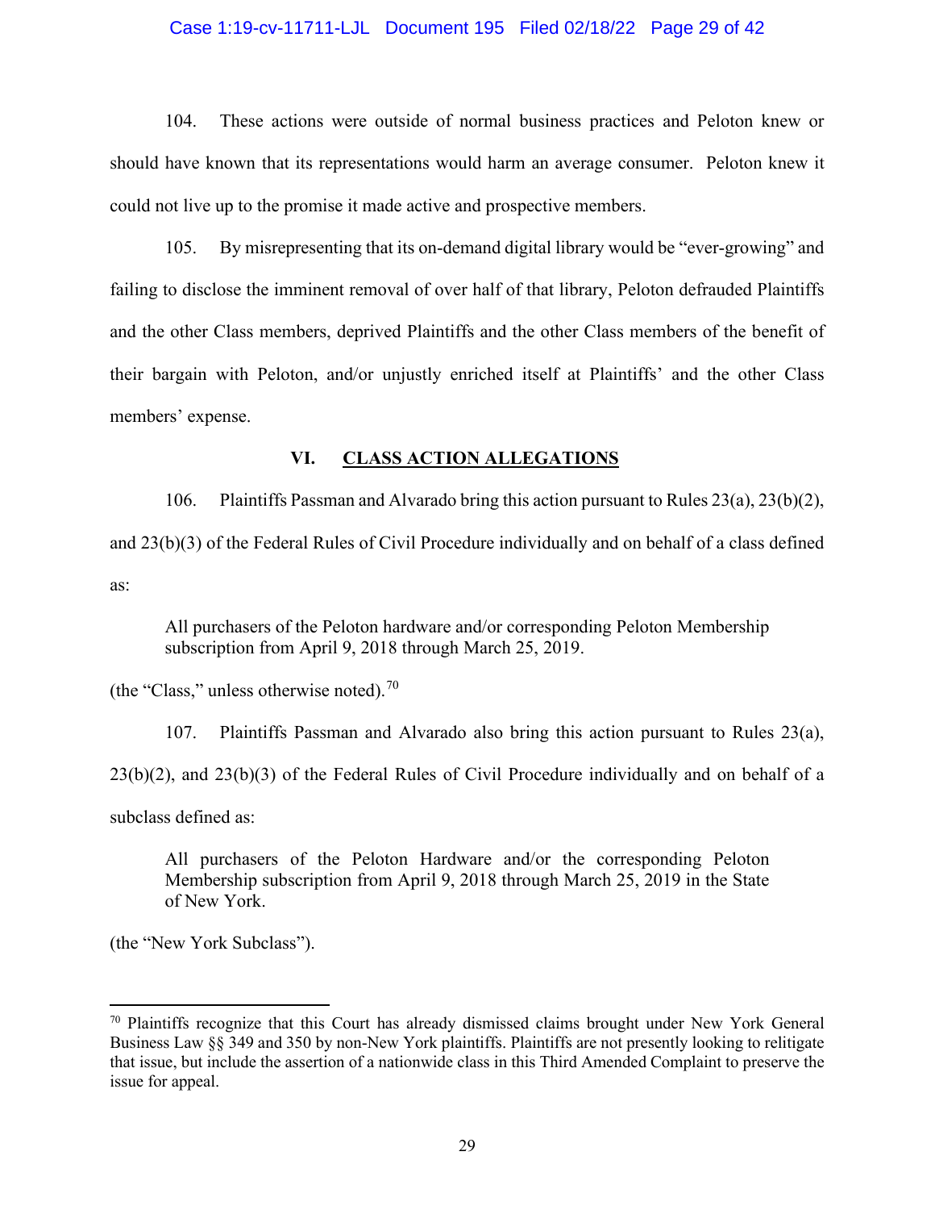104. These actions were outside of normal business practices and Peloton knew or should have known that its representations would harm an average consumer. Peloton knew it could not live up to the promise it made active and prospective members.

105. By misrepresenting that its on-demand digital library would be "ever-growing" and failing to disclose the imminent removal of over half of that library, Peloton defrauded Plaintiffs and the other Class members, deprived Plaintiffs and the other Class members of the benefit of their bargain with Peloton, and/or unjustly enriched itself at Plaintiffs' and the other Class members' expense.

## VI. CLASS ACTION ALLEGATIONS

106. Plaintiffs Passman and Alvarado bring this action pursuant to Rules 23(a), 23(b)(2), and 23(b)(3) of the Federal Rules of Civil Procedure individually and on behalf of a class defined as:

> All purchasers of the Peloton hardware and/or corresponding Peloton Membership subscription from April 9, 2018 through March 25, 2019.

(the "Class," unless otherwise noted).[70]

107. Plaintiffs Passman and Alvarado also bring this action pursuant to Rules 23(a), 23(b)(2), and 23(b)(3) of the Federal Rules of Civil Procedure individually and on behalf of a subclass defined as:

> All purchasers of the Peloton Hardware and/or the corresponding Peloton Membership subscription from April 9, 2018 through March 25, 2019 in the State of New York.

(the "New York Subclass").

---

[70] Plaintiffs recognize that this Court has already dismissed claims brought under New York General Business Law §§ 349 and 350 by non-New York plaintiffs. Plaintiffs are not presently looking to relitigate that issue, but include the assertion of a nationwide class in this Third Amended Complaint to preserve the issue for appeal.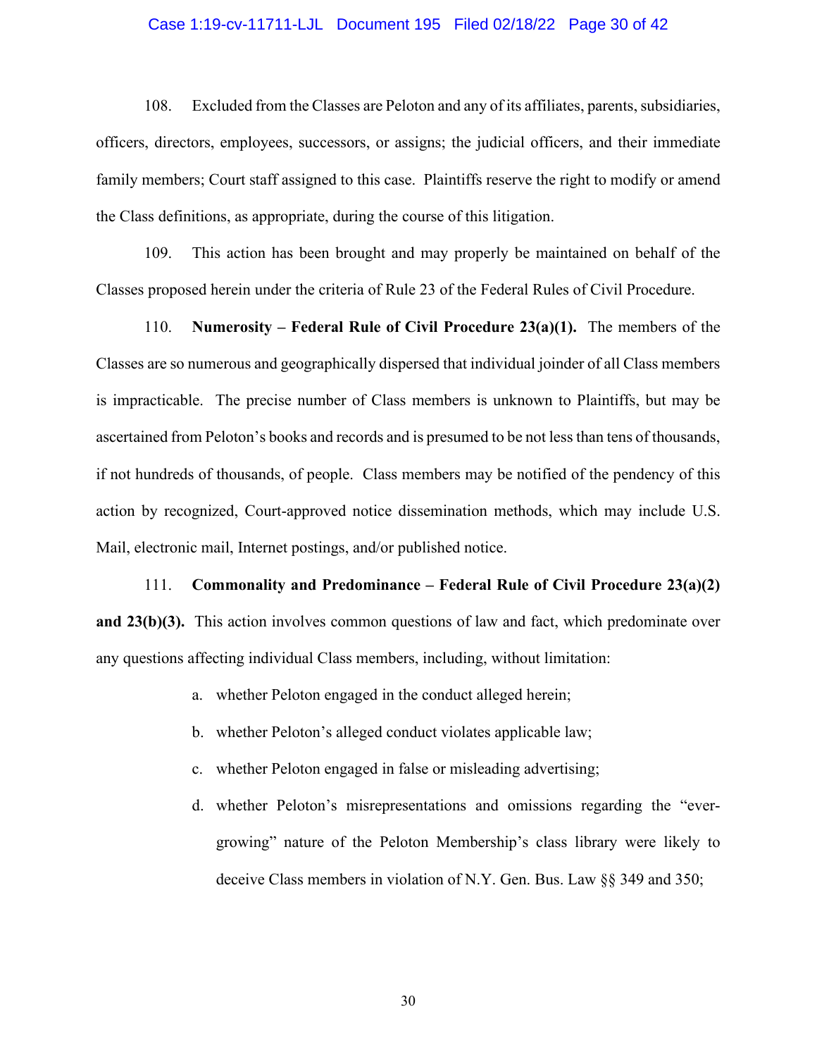108. Excluded from the Classes are Peloton and any of its affiliates, parents, subsidiaries, officers, directors, employees, successors, or assigns; the judicial officers, and their immediate family members; Court staff assigned to this case. Plaintiffs reserve the right to modify or amend the Class definitions, as appropriate, during the course of this litigation.

109. This action has been brought and may properly be maintained on behalf of the Classes proposed herein under the criteria of Rule 23 of the Federal Rules of Civil Procedure.

110. **Numerosity – Federal Rule of Civil Procedure 23(a)(1).** The members of the Classes are so numerous and geographically dispersed that individual joinder of all Class members is impracticable. The precise number of Class members is unknown to Plaintiffs, but may be ascertained from Peloton's books and records and is presumed to be not less than tens of thousands, if not hundreds of thousands, of people. Class members may be notified of the pendency of this action by recognized, Court-approved notice dissemination methods, which may include U.S. Mail, electronic mail, Internet postings, and/or published notice.

111. **Commonality and Predominance – Federal Rule of Civil Procedure 23(a)(2) and 23(b)(3).** This action involves common questions of law and fact, which predominate over any questions affecting individual Class members, including, without limitation:

a. whether Peloton engaged in the conduct alleged herein;

b. whether Peloton's alleged conduct violates applicable law;

c. whether Peloton engaged in false or misleading advertising;

d. whether Peloton's misrepresentations and omissions regarding the "ever-growing" nature of the Peloton Membership's class library were likely to deceive Class members in violation of N.Y. Gen. Bus. Law §§ 349 and 350;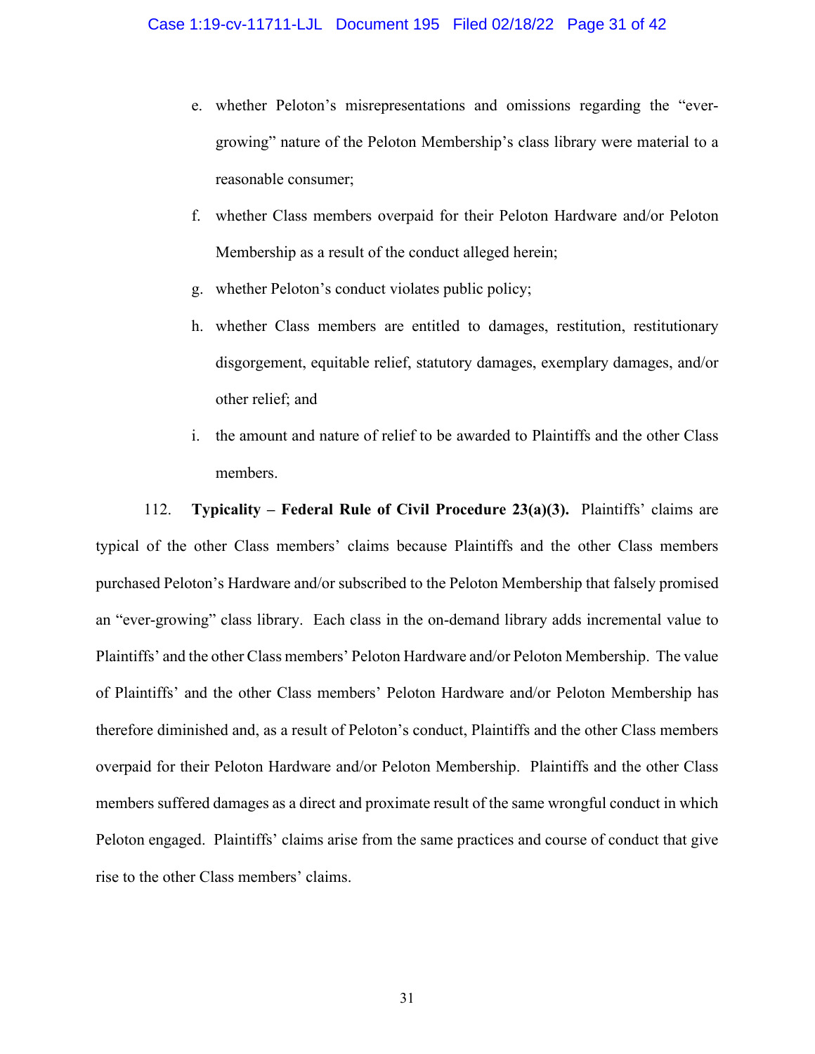e. whether Peloton's misrepresentations and omissions regarding the "ever-growing" nature of the Peloton Membership's class library were material to a reasonable consumer;

f. whether Class members overpaid for their Peloton Hardware and/or Peloton Membership as a result of the conduct alleged herein;

g. whether Peloton's conduct violates public policy;

h. whether Class members are entitled to damages, restitution, restitutionary disgorgement, equitable relief, statutory damages, exemplary damages, and/or other relief; and

i. the amount and nature of relief to be awarded to Plaintiffs and the other Class members.

112. **Typicality – Federal Rule of Civil Procedure 23(a)(3).** Plaintiffs' claims are typical of the other Class members' claims because Plaintiffs and the other Class members purchased Peloton's Hardware and/or subscribed to the Peloton Membership that falsely promised an "ever-growing" class library. Each class in the on-demand library adds incremental value to Plaintiffs' and the other Class members' Peloton Hardware and/or Peloton Membership. The value of Plaintiffs' and the other Class members' Peloton Hardware and/or Peloton Membership has therefore diminished and, as a result of Peloton's conduct, Plaintiffs and the other Class members overpaid for their Peloton Hardware and/or Peloton Membership. Plaintiffs and the other Class members suffered damages as a direct and proximate result of the same wrongful conduct in which Peloton engaged. Plaintiffs' claims arise from the same practices and course of conduct that give rise to the other Class members' claims.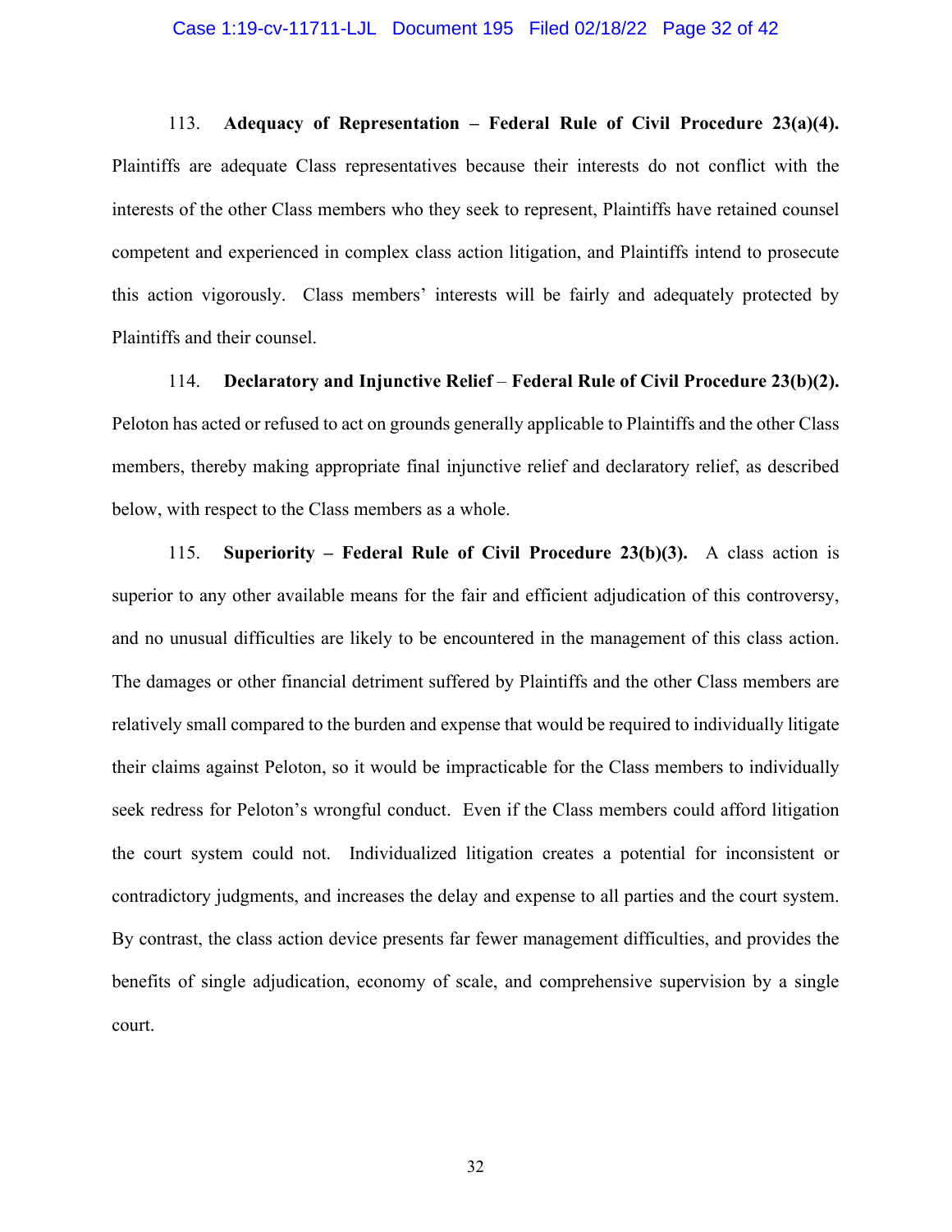113. **Adequacy of Representation – Federal Rule of Civil Procedure 23(a)(4).** Plaintiffs are adequate Class representatives because their interests do not conflict with the interests of the other Class members who they seek to represent, Plaintiffs have retained counsel competent and experienced in complex class action litigation, and Plaintiffs intend to prosecute this action vigorously. Class members' interests will be fairly and adequately protected by Plaintiffs and their counsel.

114. **Declaratory and Injunctive Relief** – **Federal Rule of Civil Procedure 23(b)(2).** Peloton has acted or refused to act on grounds generally applicable to Plaintiffs and the other Class members, thereby making appropriate final injunctive relief and declaratory relief, as described below, with respect to the Class members as a whole.

115. **Superiority – Federal Rule of Civil Procedure 23(b)(3).** A class action is superior to any other available means for the fair and efficient adjudication of this controversy, and no unusual difficulties are likely to be encountered in the management of this class action. The damages or other financial detriment suffered by Plaintiffs and the other Class members are relatively small compared to the burden and expense that would be required to individually litigate their claims against Peloton, so it would be impracticable for the Class members to individually seek redress for Peloton's wrongful conduct. Even if the Class members could afford litigation the court system could not. Individualized litigation creates a potential for inconsistent or contradictory judgments, and increases the delay and expense to all parties and the court system. By contrast, the class action device presents far fewer management difficulties, and provides the benefits of single adjudication, economy of scale, and comprehensive supervision by a single court.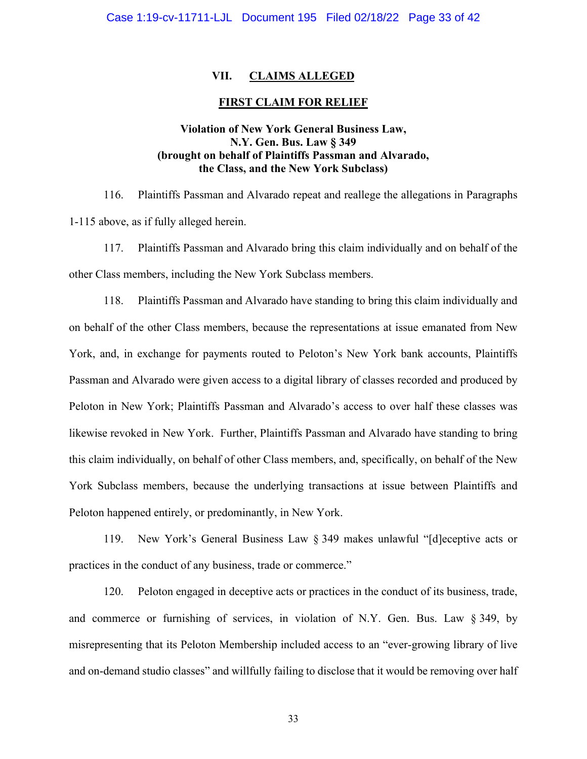## VII. CLAIMS ALLEGED

### FIRST CLAIM FOR RELIEF

**Violation of New York General Business Law, N.Y. Gen. Bus. Law § 349 (brought on behalf of Plaintiffs Passman and Alvarado, the Class, and the New York Subclass)**

116. Plaintiffs Passman and Alvarado repeat and reallege the allegations in Paragraphs 1-115 above, as if fully alleged herein.

117. Plaintiffs Passman and Alvarado bring this claim individually and on behalf of the other Class members, including the New York Subclass members.

118. Plaintiffs Passman and Alvarado have standing to bring this claim individually and on behalf of the other Class members, because the representations at issue emanated from New York, and, in exchange for payments routed to Peloton's New York bank accounts, Plaintiffs Passman and Alvarado were given access to a digital library of classes recorded and produced by Peloton in New York; Plaintiffs Passman and Alvarado's access to over half these classes was likewise revoked in New York. Further, Plaintiffs Passman and Alvarado have standing to bring this claim individually, on behalf of other Class members, and, specifically, on behalf of the New York Subclass members, because the underlying transactions at issue between Plaintiffs and Peloton happened entirely, or predominantly, in New York.

119. New York's General Business Law § 349 makes unlawful "[d]eceptive acts or practices in the conduct of any business, trade or commerce."

120. Peloton engaged in deceptive acts or practices in the conduct of its business, trade, and commerce or furnishing of services, in violation of N.Y. Gen. Bus. Law § 349, by misrepresenting that its Peloton Membership included access to an "ever-growing library of live and on-demand studio classes" and willfully failing to disclose that it would be removing over half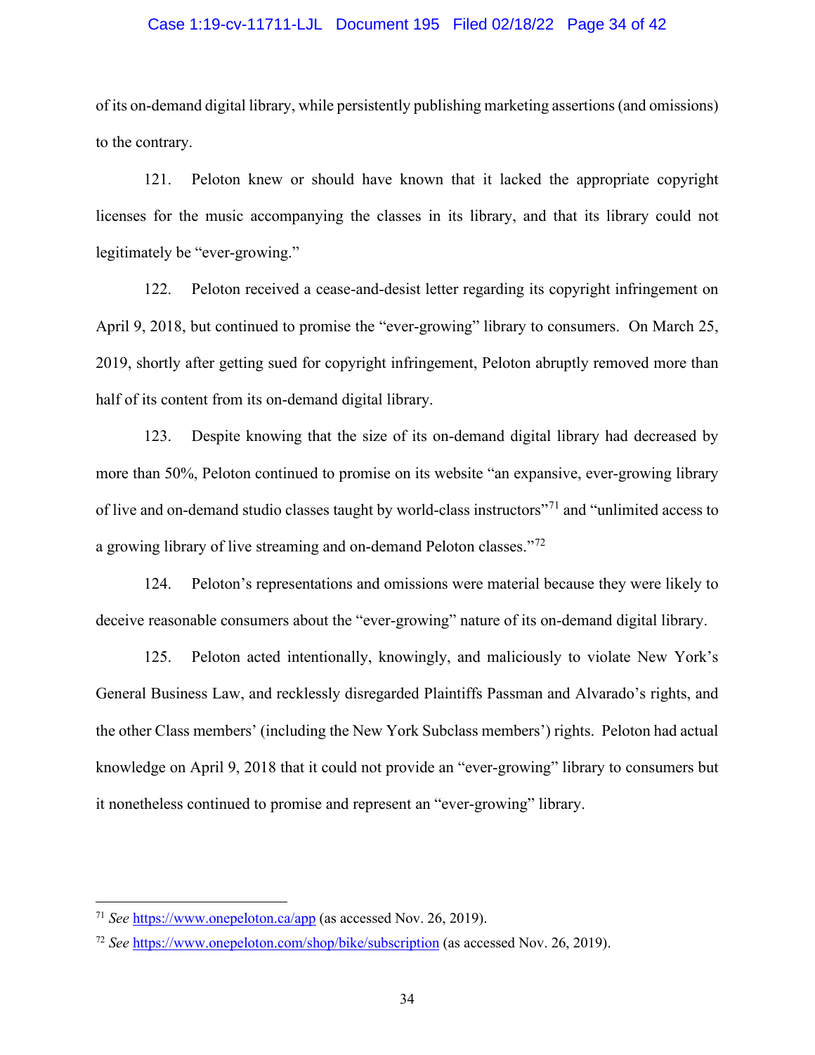of its on-demand digital library, while persistently publishing marketing assertions (and omissions) to the contrary.

121. Peloton knew or should have known that it lacked the appropriate copyright licenses for the music accompanying the classes in its library, and that its library could not legitimately be "ever-growing."

122. Peloton received a cease-and-desist letter regarding its copyright infringement on April 9, 2018, but continued to promise the "ever-growing" library to consumers. On March 25, 2019, shortly after getting sued for copyright infringement, Peloton abruptly removed more than half of its content from its on-demand digital library.

123. Despite knowing that the size of its on-demand digital library had decreased by more than 50%, Peloton continued to promise on its website "an expansive, ever-growing library of live and on-demand studio classes taught by world-class instructors"[71] and "unlimited access to a growing library of live streaming and on-demand Peloton classes."[72]

124. Peloton's representations and omissions were material because they were likely to deceive reasonable consumers about the "ever-growing" nature of its on-demand digital library.

125. Peloton acted intentionally, knowingly, and maliciously to violate New York's General Business Law, and recklessly disregarded Plaintiffs Passman and Alvarado's rights, and the other Class members' (including the New York Subclass members') rights. Peloton had actual knowledge on April 9, 2018 that it could not provide an "ever-growing" library to consumers but it nonetheless continued to promise and represent an "ever-growing" library.

---

[71] *See* https://www.onepeloton.ca/app (as accessed Nov. 26, 2019).

[72] *See* https://www.onepeloton.com/shop/bike/subscription (as accessed Nov. 26, 2019).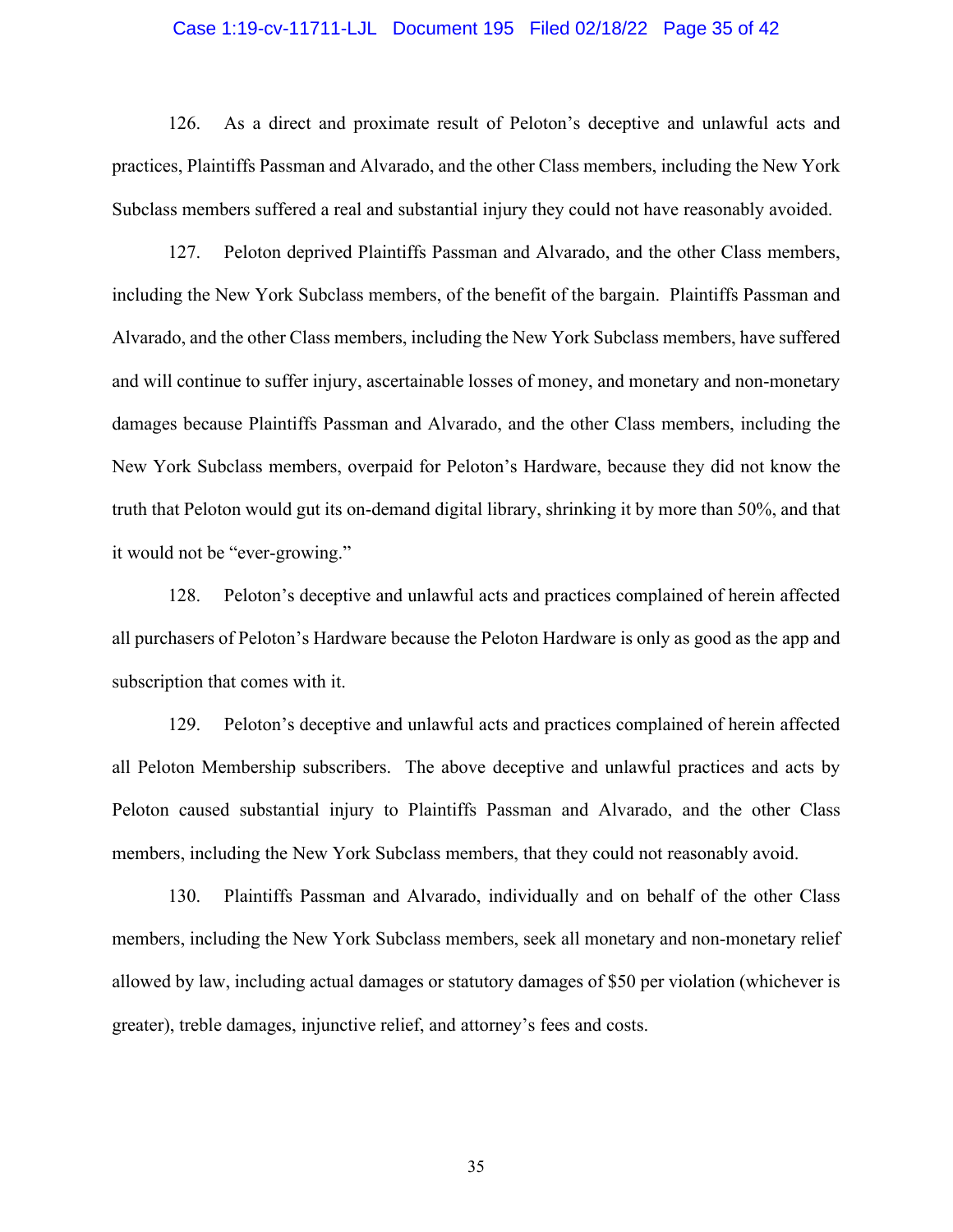126. As a direct and proximate result of Peloton's deceptive and unlawful acts and practices, Plaintiffs Passman and Alvarado, and the other Class members, including the New York Subclass members suffered a real and substantial injury they could not have reasonably avoided.

127. Peloton deprived Plaintiffs Passman and Alvarado, and the other Class members, including the New York Subclass members, of the benefit of the bargain. Plaintiffs Passman and Alvarado, and the other Class members, including the New York Subclass members, have suffered and will continue to suffer injury, ascertainable losses of money, and monetary and non-monetary damages because Plaintiffs Passman and Alvarado, and the other Class members, including the New York Subclass members, overpaid for Peloton's Hardware, because they did not know the truth that Peloton would gut its on-demand digital library, shrinking it by more than 50%, and that it would not be "ever-growing."

128. Peloton's deceptive and unlawful acts and practices complained of herein affected all purchasers of Peloton's Hardware because the Peloton Hardware is only as good as the app and subscription that comes with it.

129. Peloton's deceptive and unlawful acts and practices complained of herein affected all Peloton Membership subscribers. The above deceptive and unlawful practices and acts by Peloton caused substantial injury to Plaintiffs Passman and Alvarado, and the other Class members, including the New York Subclass members, that they could not reasonably avoid.

130. Plaintiffs Passman and Alvarado, individually and on behalf of the other Class members, including the New York Subclass members, seek all monetary and non-monetary relief allowed by law, including actual damages or statutory damages of $50 per violation (whichever is greater), treble damages, injunctive relief, and attorney's fees and costs.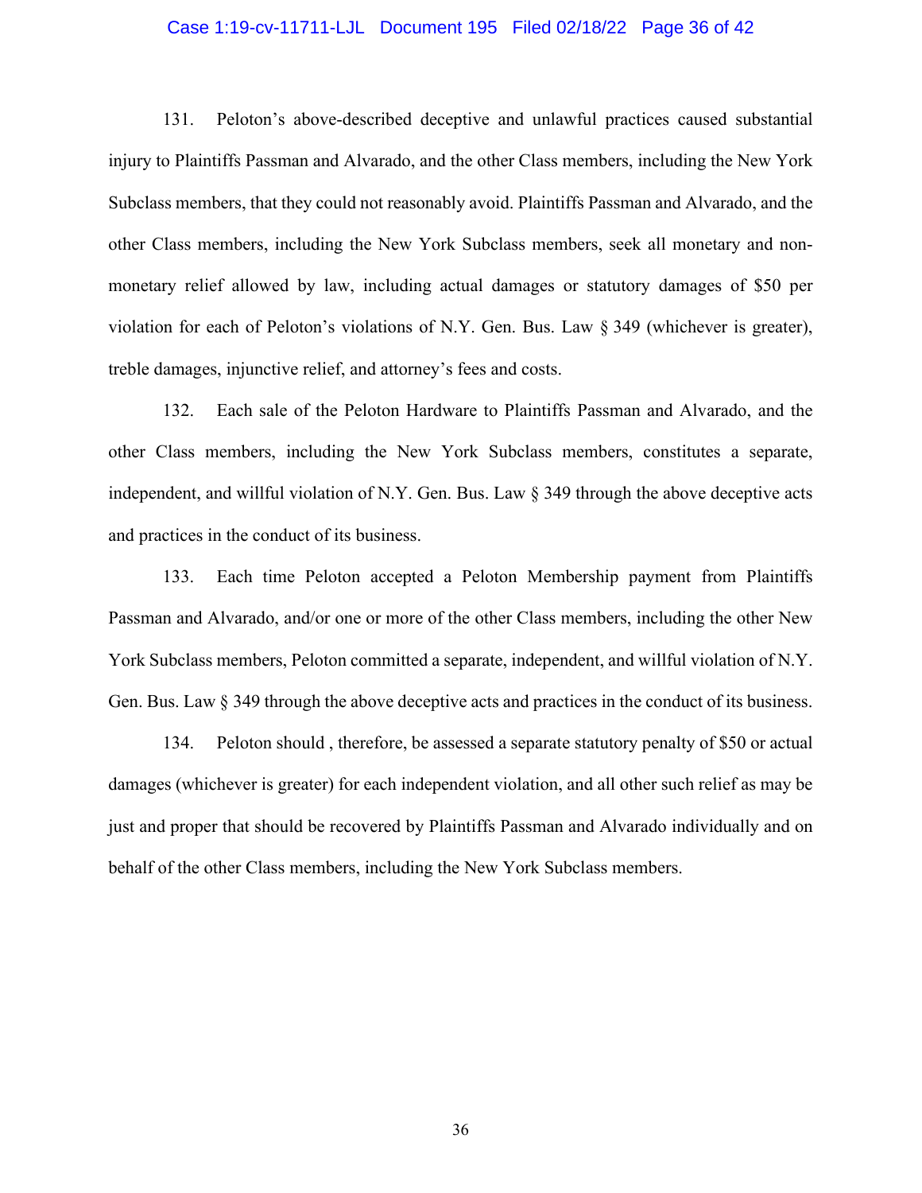131. Peloton's above-described deceptive and unlawful practices caused substantial injury to Plaintiffs Passman and Alvarado, and the other Class members, including the New York Subclass members, that they could not reasonably avoid. Plaintiffs Passman and Alvarado, and the other Class members, including the New York Subclass members, seek all monetary and non-monetary relief allowed by law, including actual damages or statutory damages of $50 per violation for each of Peloton's violations of N.Y. Gen. Bus. Law § 349 (whichever is greater), treble damages, injunctive relief, and attorney's fees and costs.

132. Each sale of the Peloton Hardware to Plaintiffs Passman and Alvarado, and the other Class members, including the New York Subclass members, constitutes a separate, independent, and willful violation of N.Y. Gen. Bus. Law § 349 through the above deceptive acts and practices in the conduct of its business.

133. Each time Peloton accepted a Peloton Membership payment from Plaintiffs Passman and Alvarado, and/or one or more of the other Class members, including the other New York Subclass members, Peloton committed a separate, independent, and willful violation of N.Y. Gen. Bus. Law § 349 through the above deceptive acts and practices in the conduct of its business.

134. Peloton should , therefore, be assessed a separate statutory penalty of $50 or actual damages (whichever is greater) for each independent violation, and all other such relief as may be just and proper that should be recovered by Plaintiffs Passman and Alvarado individually and on behalf of the other Class members, including the New York Subclass members.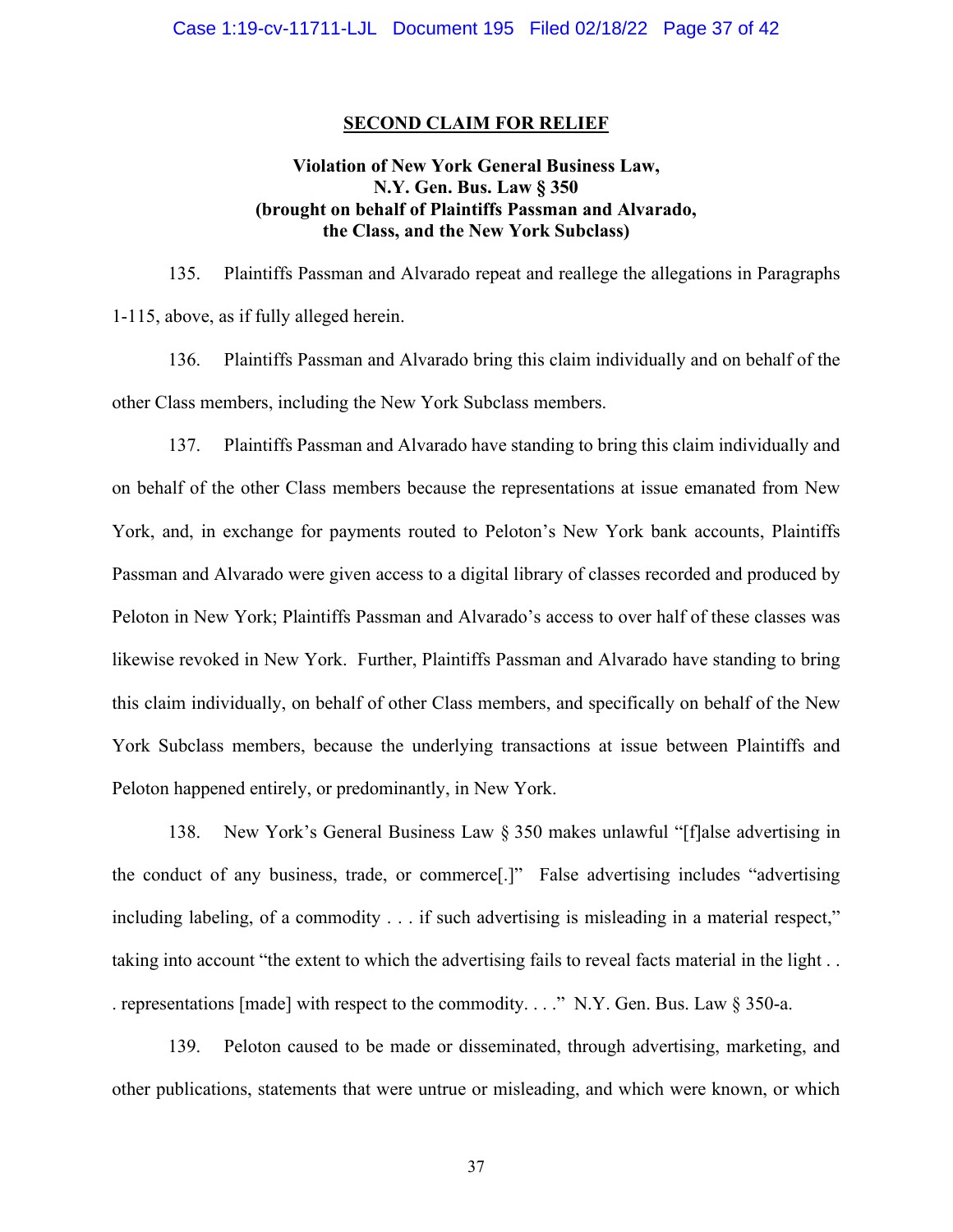## SECOND CLAIM FOR RELIEF

### Violation of New York General Business Law, N.Y. Gen. Bus. Law § 350 (brought on behalf of Plaintiffs Passman and Alvarado, the Class, and the New York Subclass)

135. Plaintiffs Passman and Alvarado repeat and reallege the allegations in Paragraphs 1-115, above, as if fully alleged herein.

136. Plaintiffs Passman and Alvarado bring this claim individually and on behalf of the other Class members, including the New York Subclass members.

137. Plaintiffs Passman and Alvarado have standing to bring this claim individually and on behalf of the other Class members because the representations at issue emanated from New York, and, in exchange for payments routed to Peloton's New York bank accounts, Plaintiffs Passman and Alvarado were given access to a digital library of classes recorded and produced by Peloton in New York; Plaintiffs Passman and Alvarado's access to over half of these classes was likewise revoked in New York. Further, Plaintiffs Passman and Alvarado have standing to bring this claim individually, on behalf of other Class members, and specifically on behalf of the New York Subclass members, because the underlying transactions at issue between Plaintiffs and Peloton happened entirely, or predominantly, in New York.

138. New York's General Business Law § 350 makes unlawful "[f]alse advertising in the conduct of any business, trade, or commerce[.]" False advertising includes "advertising including labeling, of a commodity . . . if such advertising is misleading in a material respect," taking into account "the extent to which the advertising fails to reveal facts material in the light . . . representations [made] with respect to the commodity. . . ." N.Y. Gen. Bus. Law § 350-a.

139. Peloton caused to be made or disseminated, through advertising, marketing, and other publications, statements that were untrue or misleading, and which were known, or which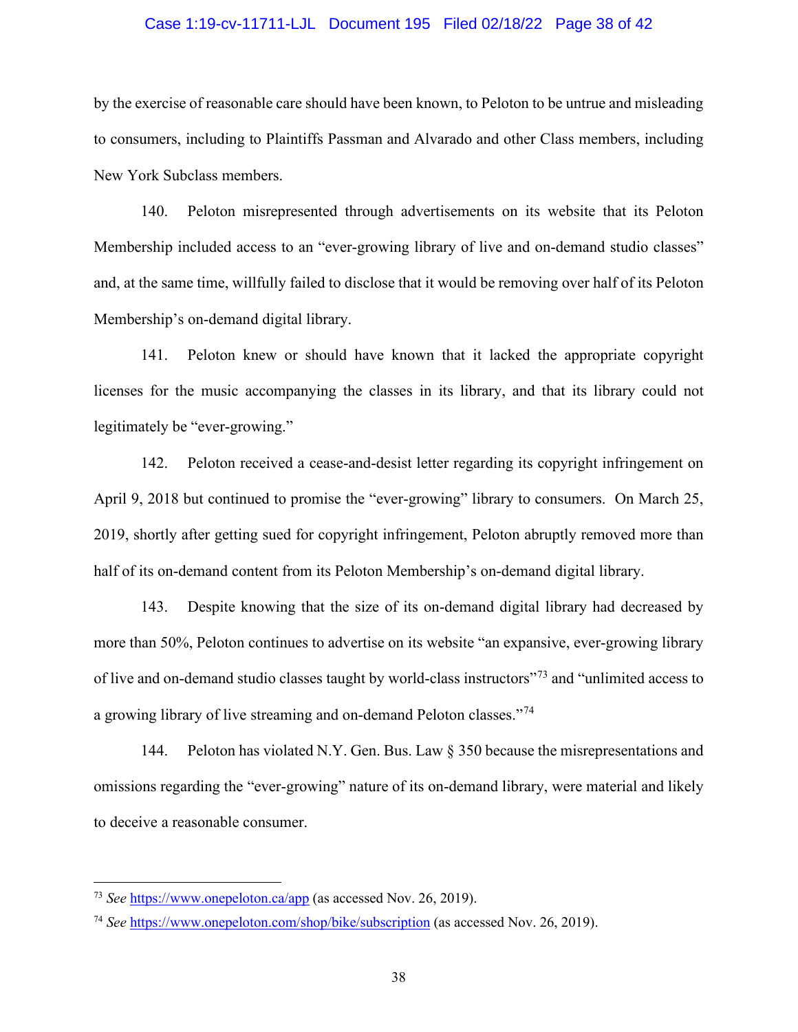by the exercise of reasonable care should have been known, to Peloton to be untrue and misleading to consumers, including to Plaintiffs Passman and Alvarado and other Class members, including New York Subclass members.

140. Peloton misrepresented through advertisements on its website that its Peloton Membership included access to an "ever-growing library of live and on-demand studio classes" and, at the same time, willfully failed to disclose that it would be removing over half of its Peloton Membership's on-demand digital library.

141. Peloton knew or should have known that it lacked the appropriate copyright licenses for the music accompanying the classes in its library, and that its library could not legitimately be "ever-growing."

142. Peloton received a cease-and-desist letter regarding its copyright infringement on April 9, 2018 but continued to promise the "ever-growing" library to consumers. On March 25, 2019, shortly after getting sued for copyright infringement, Peloton abruptly removed more than half of its on-demand content from its Peloton Membership's on-demand digital library.

143. Despite knowing that the size of its on-demand digital library had decreased by more than 50%, Peloton continues to advertise on its website "an expansive, ever-growing library of live and on-demand studio classes taught by world-class instructors"[73] and "unlimited access to a growing library of live streaming and on-demand Peloton classes."[74]

144. Peloton has violated N.Y. Gen. Bus. Law § 350 because the misrepresentations and omissions regarding the "ever-growing" nature of its on-demand library, were material and likely to deceive a reasonable consumer.

---

[73] *See* https://www.onepeloton.ca/app (as accessed Nov. 26, 2019).

[74] *See* https://www.onepeloton.com/shop/bike/subscription (as accessed Nov. 26, 2019).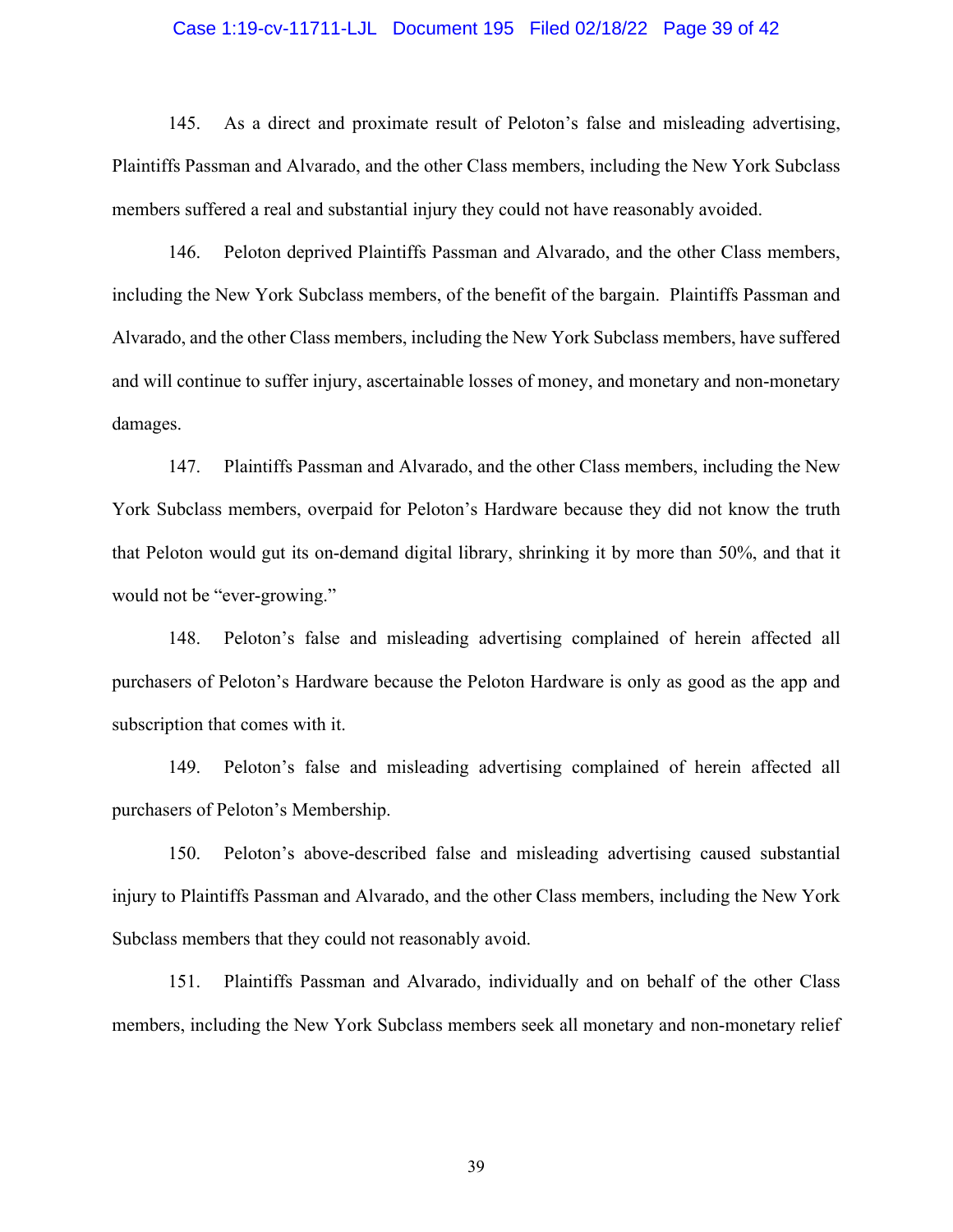145. As a direct and proximate result of Peloton's false and misleading advertising, Plaintiffs Passman and Alvarado, and the other Class members, including the New York Subclass members suffered a real and substantial injury they could not have reasonably avoided.

146. Peloton deprived Plaintiffs Passman and Alvarado, and the other Class members, including the New York Subclass members, of the benefit of the bargain. Plaintiffs Passman and Alvarado, and the other Class members, including the New York Subclass members, have suffered and will continue to suffer injury, ascertainable losses of money, and monetary and non-monetary damages.

147. Plaintiffs Passman and Alvarado, and the other Class members, including the New York Subclass members, overpaid for Peloton's Hardware because they did not know the truth that Peloton would gut its on-demand digital library, shrinking it by more than 50%, and that it would not be "ever-growing."

148. Peloton's false and misleading advertising complained of herein affected all purchasers of Peloton's Hardware because the Peloton Hardware is only as good as the app and subscription that comes with it.

149. Peloton's false and misleading advertising complained of herein affected all purchasers of Peloton's Membership.

150. Peloton's above-described false and misleading advertising caused substantial injury to Plaintiffs Passman and Alvarado, and the other Class members, including the New York Subclass members that they could not reasonably avoid.

151. Plaintiffs Passman and Alvarado, individually and on behalf of the other Class members, including the New York Subclass members seek all monetary and non-monetary relief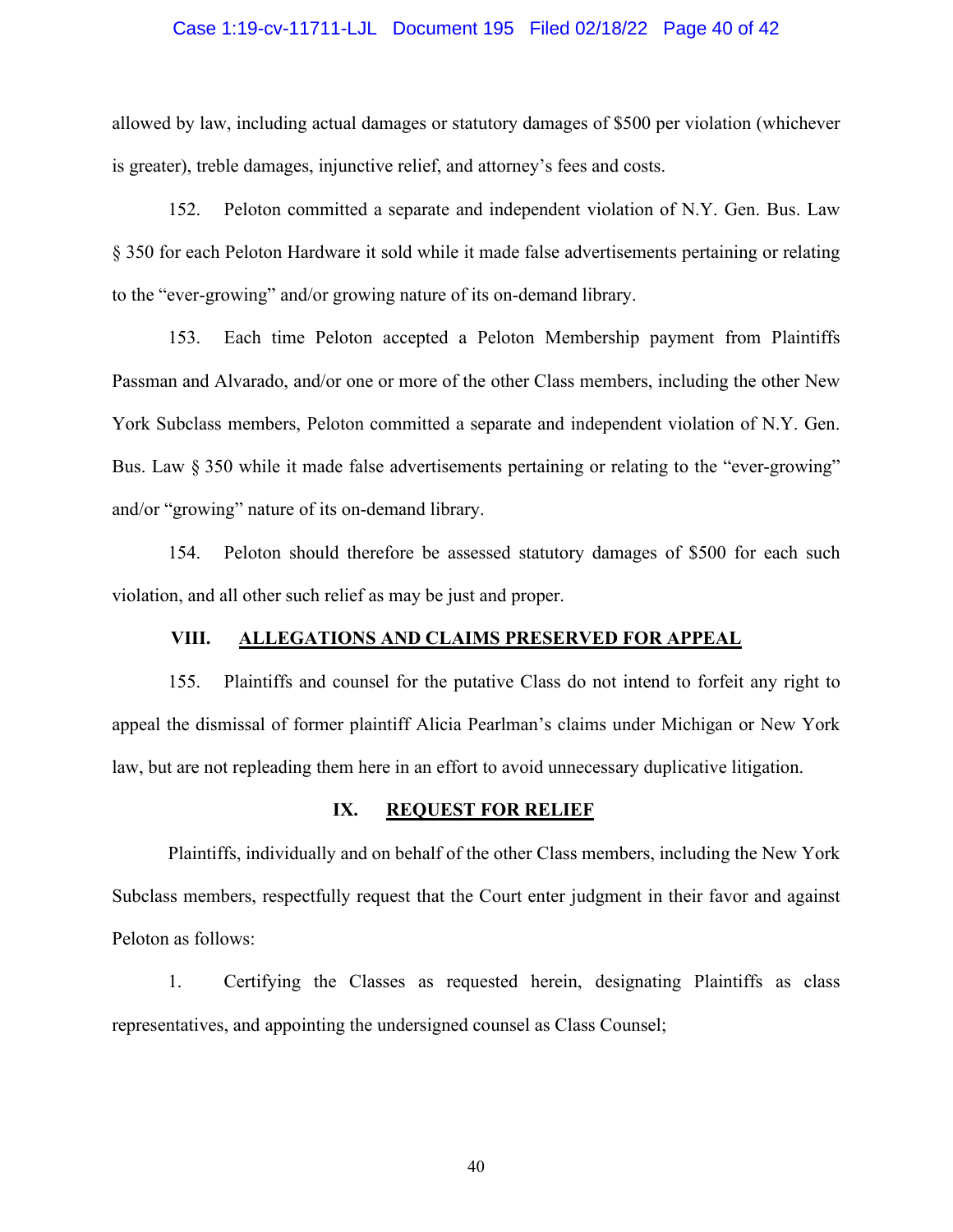allowed by law, including actual damages or statutory damages of $500 per violation (whichever is greater), treble damages, injunctive relief, and attorney's fees and costs.

152. Peloton committed a separate and independent violation of N.Y. Gen. Bus. Law § 350 for each Peloton Hardware it sold while it made false advertisements pertaining or relating to the "ever-growing" and/or growing nature of its on-demand library.

153. Each time Peloton accepted a Peloton Membership payment from Plaintiffs Passman and Alvarado, and/or one or more of the other Class members, including the other New York Subclass members, Peloton committed a separate and independent violation of N.Y. Gen. Bus. Law § 350 while it made false advertisements pertaining or relating to the "ever-growing" and/or "growing" nature of its on-demand library.

154. Peloton should therefore be assessed statutory damages of $500 for each such violation, and all other such relief as may be just and proper.

## VIII. <u>ALLEGATIONS AND CLAIMS PRESERVED FOR APPEAL</u>

155. Plaintiffs and counsel for the putative Class do not intend to forfeit any right to appeal the dismissal of former plaintiff Alicia Pearlman's claims under Michigan or New York law, but are not repleading them here in an effort to avoid unnecessary duplicative litigation.

## IX. <u>REQUEST FOR RELIEF</u>

Plaintiffs, individually and on behalf of the other Class members, including the New York Subclass members, respectfully request that the Court enter judgment in their favor and against Peloton as follows:

1. Certifying the Classes as requested herein, designating Plaintiffs as class representatives, and appointing the undersigned counsel as Class Counsel;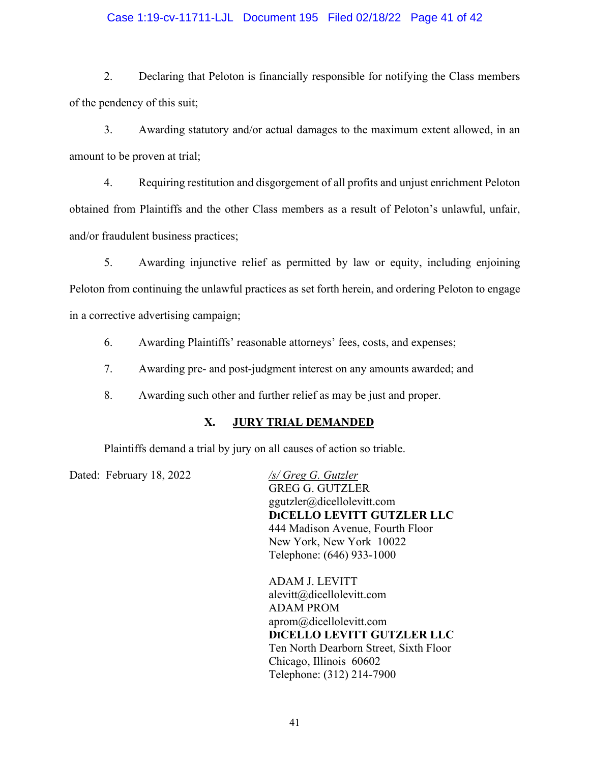2. Declaring that Peloton is financially responsible for notifying the Class members of the pendency of this suit;

3. Awarding statutory and/or actual damages to the maximum extent allowed, in an amount to be proven at trial;

4. Requiring restitution and disgorgement of all profits and unjust enrichment Peloton obtained from Plaintiffs and the other Class members as a result of Peloton's unlawful, unfair, and/or fraudulent business practices;

5. Awarding injunctive relief as permitted by law or equity, including enjoining Peloton from continuing the unlawful practices as set forth herein, and ordering Peloton to engage in a corrective advertising campaign;

6. Awarding Plaintiffs' reasonable attorneys' fees, costs, and expenses;

7. Awarding pre- and post-judgment interest on any amounts awarded; and

8. Awarding such other and further relief as may be just and proper.

## X. JURY TRIAL DEMANDED

Plaintiffs demand a trial by jury on all causes of action so triable.

Dated: February 18, 2022

*/s/ Greg G. Gutzler*
GREG G. GUTZLER
ggutzler@dicellolevitt.com
**DICELLO LEVITT GUTZLER LLC**
444 Madison Avenue, Fourth Floor
New York, New York 10022
Telephone: (646) 933-1000

ADAM J. LEVITT
alevitt@dicellolevitt.com
ADAM PROM
aprom@dicellolevitt.com
**DICELLO LEVITT GUTZLER LLC**
Ten North Dearborn Street, Sixth Floor
Chicago, Illinois 60602
Telephone: (312) 214-7900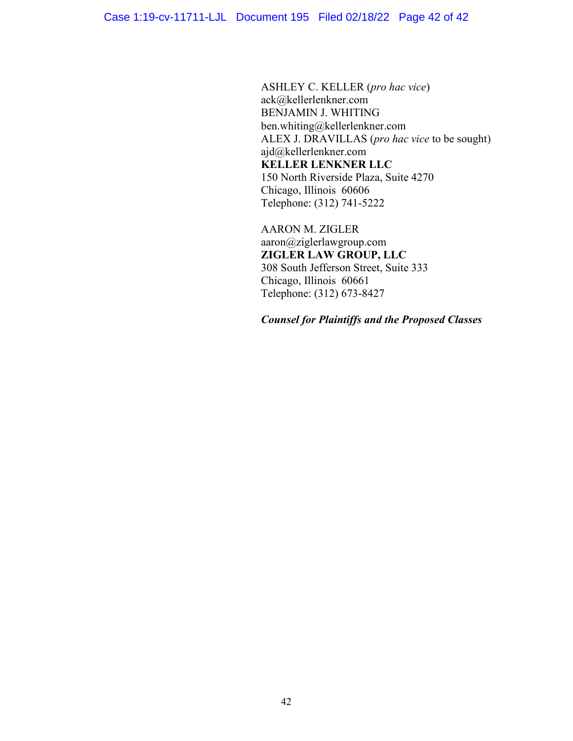ASHLEY C. KELLER (*pro hac vice*)
ack@kellerlenkner.com
BENJAMIN J. WHITING
ben.whiting@kellerlenkner.com
ALEX J. DRAVILLAS (*pro hac vice* to be sought)
ajd@kellerlenkner.com
**KELLER LENKNER LLC**
150 North Riverside Plaza, Suite 4270
Chicago, Illinois 60606
Telephone: (312) 741-5222

AARON M. ZIGLER
aaron@ziglerlawgroup.com
**ZIGLER LAW GROUP, LLC**
308 South Jefferson Street, Suite 333
Chicago, Illinois 60661
Telephone: (312) 673-8427

***Counsel for Plaintiffs and the Proposed Classes***